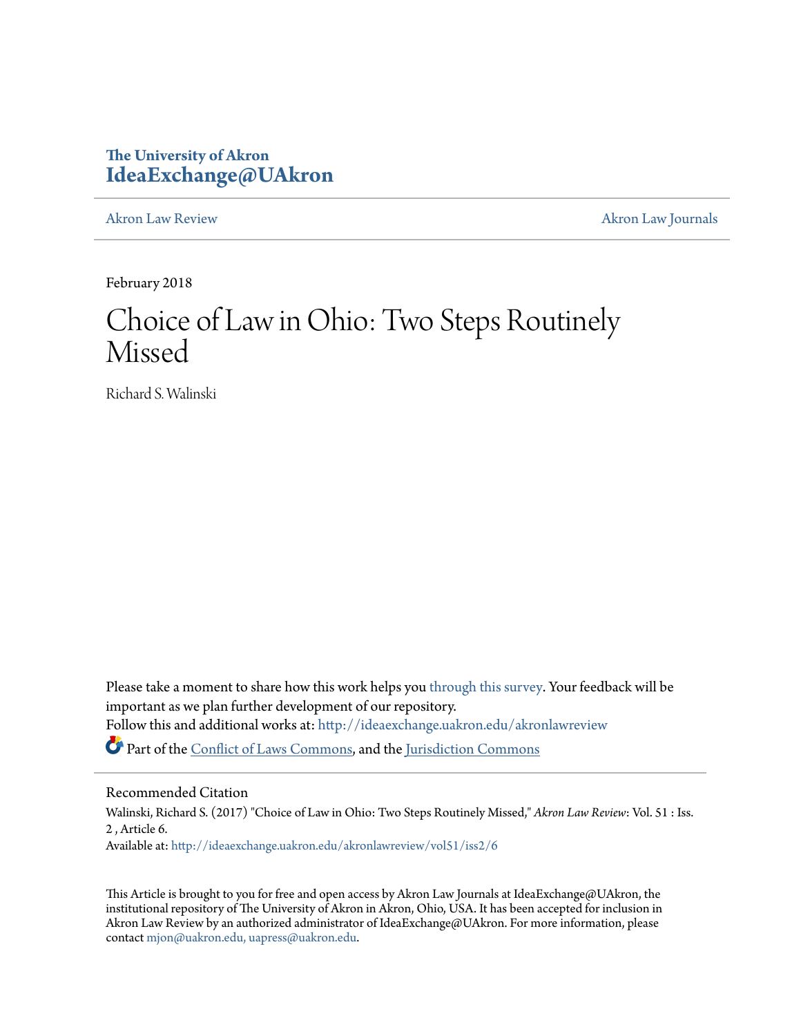The University of Akron
**IdeaExchange@UAkron**

Akron Law Review | Akron Law Journals

February 2018

# Choice of Law in Ohio: Two Steps Routinely Missed

Richard S. Walinski

Please take a moment to share how this work helps you through this survey. Your feedback will be important as we plan further development of our repository.

Follow this and additional works at: http://ideaexchange.uakron.edu/akronlawreview

Part of the Conflict of Laws Commons, and the Jurisdiction Commons

## Recommended Citation

Walinski, Richard S. (2017) "Choice of Law in Ohio: Two Steps Routinely Missed," *Akron Law Review*: Vol. 51 : Iss. 2 , Article 6.

Available at: http://ideaexchange.uakron.edu/akronlawreview/vol51/iss2/6

This Article is brought to you for free and open access by Akron Law Journals at IdeaExchange@UAkron, the institutional repository of The University of Akron in Akron, Ohio, USA. It has been accepted for inclusion in Akron Law Review by an authorized administrator of IdeaExchange@UAkron. For more information, please contact mjon@uakron.edu, uapress@uakron.edu.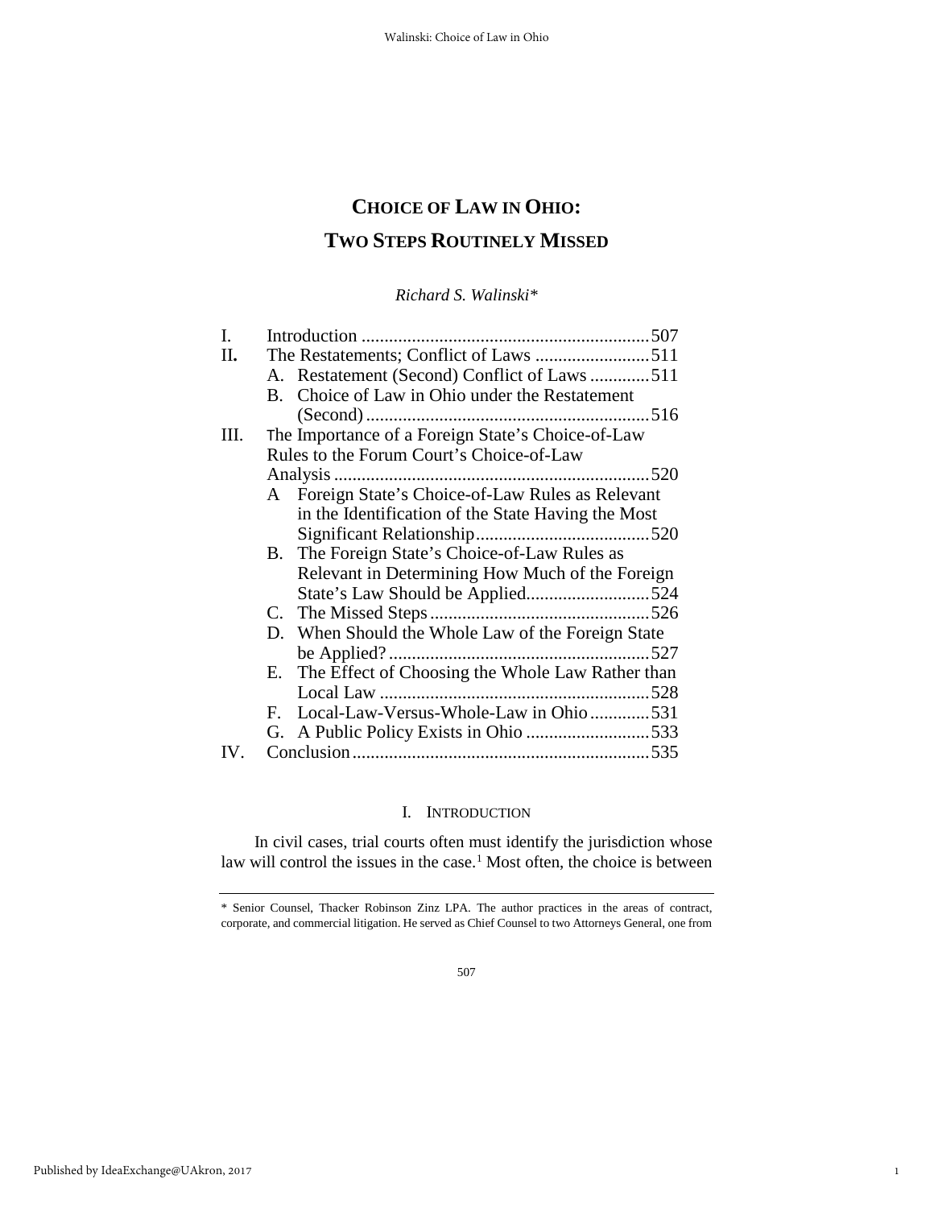# CHOICE OF LAW IN OHIO: TWO STEPS ROUTINELY MISSED

*Richard S. Walinski**

| | | |
|---|---|---|
| I. | Introduction | 507 |
| II. | The Restatements; Conflict of Laws | 511 |
| | A. Restatement (Second) Conflict of Laws | 511 |
| | B. Choice of Law in Ohio under the Restatement (Second) | 516 |
| III. | The Importance of a Foreign State's Choice-of-Law Rules to the Forum Court's Choice-of-Law Analysis | 520 |
| | A Foreign State's Choice-of-Law Rules as Relevant in the Identification of the State Having the Most Significant Relationship | 520 |
| | B. The Foreign State's Choice-of-Law Rules as Relevant in Determining How Much of the Foreign State's Law Should be Applied | 524 |
| | C. The Missed Steps | 526 |
| | D. When Should the Whole Law of the Foreign State be Applied? | 527 |
| | E. The Effect of Choosing the Whole Law Rather than Local Law | 528 |
| | F. Local-Law-Versus-Whole-Law in Ohio | 531 |
| | G. A Public Policy Exists in Ohio | 533 |
| IV. | Conclusion | 535 |

## I. INTRODUCTION

In civil cases, trial courts often must identify the jurisdiction whose law will control the issues in the case.[1] Most often, the choice is between

---

\* Senior Counsel, Thacker Robinson Zinz LPA. The author practices in the areas of contract, corporate, and commercial litigation. He served as Chief Counsel to two Attorneys General, one from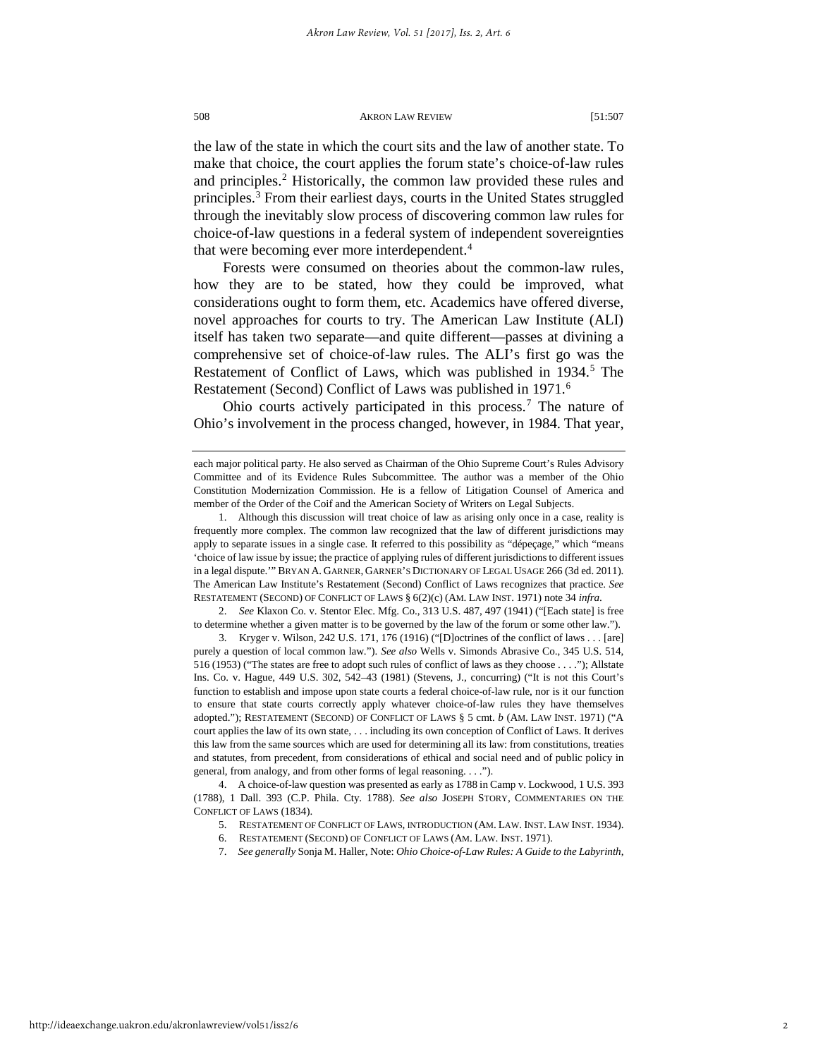the law of the state in which the court sits and the law of another state. To make that choice, the court applies the forum state's choice-of-law rules and principles.[2] Historically, the common law provided these rules and principles.[3] From their earliest days, courts in the United States struggled through the inevitably slow process of discovering common law rules for choice-of-law questions in a federal system of independent sovereignties that were becoming ever more interdependent.[4]

Forests were consumed on theories about the common-law rules, how they are to be stated, how they could be improved, what considerations ought to form them, etc. Academics have offered diverse, novel approaches for courts to try. The American Law Institute (ALI) itself has taken two separate—and quite different—passes at divining a comprehensive set of choice-of-law rules. The ALI's first go was the Restatement of Conflict of Laws, which was published in 1934.[5] The Restatement (Second) Conflict of Laws was published in 1971.[6]

Ohio courts actively participated in this process.[7] The nature of Ohio's involvement in the process changed, however, in 1984. That year,

---

each major political party. He also served as Chairman of the Ohio Supreme Court's Rules Advisory Committee and of its Evidence Rules Subcommittee. The author was a member of the Ohio Constitution Modernization Commission. He is a fellow of Litigation Counsel of America and member of the Order of the Coif and the American Society of Writers on Legal Subjects.

1. Although this discussion will treat choice of law as arising only once in a case, reality is frequently more complex. The common law recognized that the law of different jurisdictions may apply to separate issues in a single case. It referred to this possibility as "dépeçage," which "means 'choice of law issue by issue; the practice of applying rules of different jurisdictions to different issues in a legal dispute.'" BRYAN A. GARNER, GARNER'S DICTIONARY OF LEGAL USAGE 266 (3d ed. 2011). The American Law Institute's Restatement (Second) Conflict of Laws recognizes that practice. *See* RESTATEMENT (SECOND) OF CONFLICT OF LAWS § 6(2)(c) (AM. LAW INST. 1971) note 34 *infra*.

2. *See* Klaxon Co. v. Stentor Elec. Mfg. Co., 313 U.S. 487, 497 (1941) ("[Each state] is free to determine whether a given matter is to be governed by the law of the forum or some other law.").

3. Kryger v. Wilson, 242 U.S. 171, 176 (1916) ("[D]octrines of the conflict of laws . . . [are] purely a question of local common law."). *See also* Wells v. Simonds Abrasive Co., 345 U.S. 514, 516 (1953) ("The states are free to adopt such rules of conflict of laws as they choose . . . ."); Allstate Ins. Co. v. Hague, 449 U.S. 302, 542–43 (1981) (Stevens, J., concurring) ("It is not this Court's function to establish and impose upon state courts a federal choice-of-law rule, nor is it our function to ensure that state courts correctly apply whatever choice-of-law rules they have themselves adopted."); RESTATEMENT (SECOND) OF CONFLICT OF LAWS § 5 cmt. *b* (AM. LAW INST. 1971) ("A court applies the law of its own state, . . . including its own conception of Conflict of Laws. It derives this law from the same sources which are used for determining all its law: from constitutions, treaties and statutes, from precedent, from considerations of ethical and social need and of public policy in general, from analogy, and from other forms of legal reasoning. . . .").

4. A choice-of-law question was presented as early as 1788 in Camp v. Lockwood, 1 U.S. 393 (1788), 1 Dall. 393 (C.P. Phila. Cty. 1788). *See also* JOSEPH STORY, COMMENTARIES ON THE CONFLICT OF LAWS (1834).

5. RESTATEMENT OF CONFLICT OF LAWS, INTRODUCTION (AM. LAW. INST. LAW INST. 1934).

6. RESTATEMENT (SECOND) OF CONFLICT OF LAWS (AM. LAW. INST. 1971).

7. *See generally* Sonja M. Haller, Note: *Ohio Choice-of-Law Rules: A Guide to the Labyrinth*,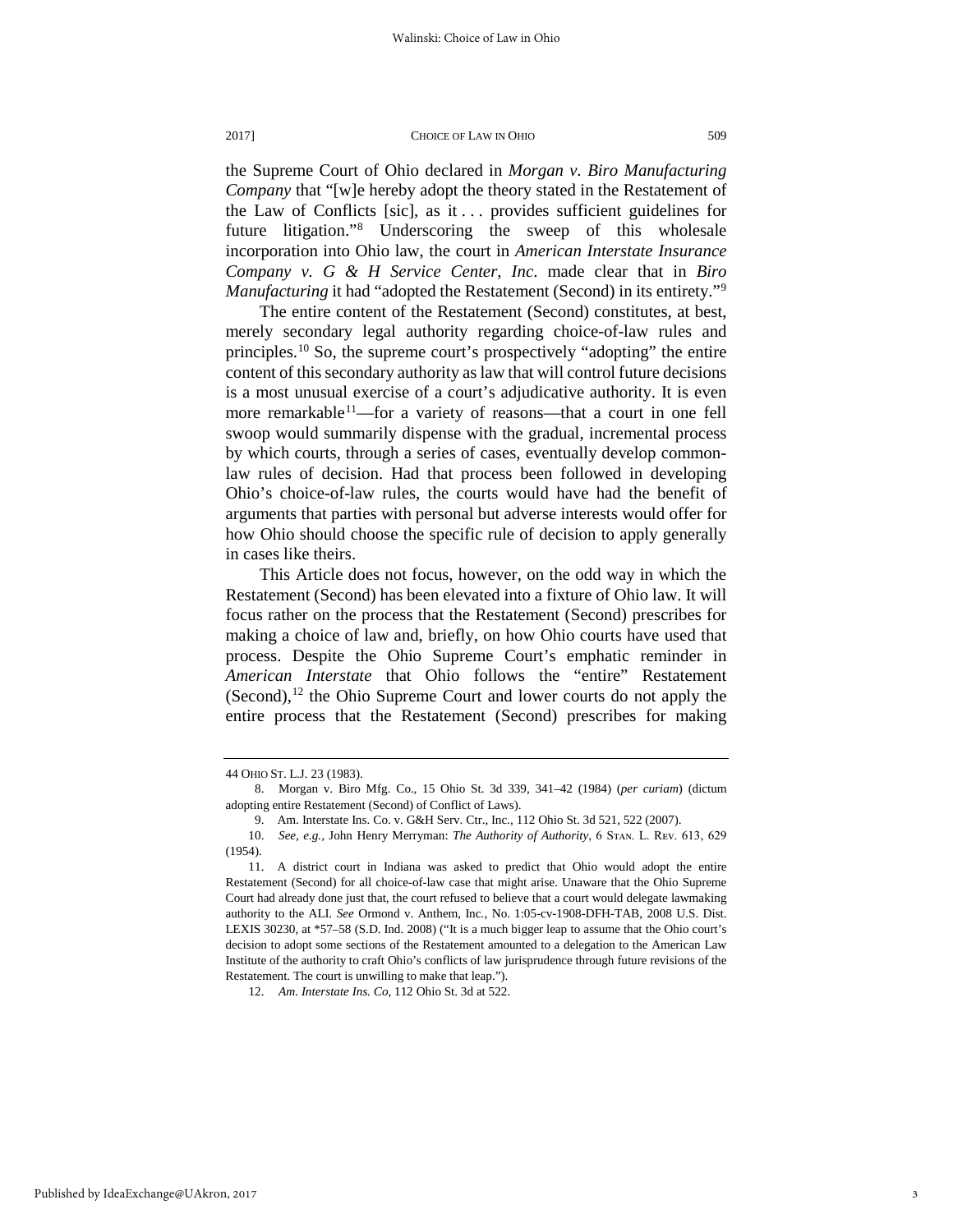the Supreme Court of Ohio declared in *Morgan v. Biro Manufacturing Company* that "[w]e hereby adopt the theory stated in the Restatement of the Law of Conflicts [sic], as it . . . provides sufficient guidelines for future litigation."[8] Underscoring the sweep of this wholesale incorporation into Ohio law, the court in *American Interstate Insurance Company v. G & H Service Center, Inc*. made clear that in *Biro Manufacturing* it had "adopted the Restatement (Second) in its entirety."[9]

The entire content of the Restatement (Second) constitutes, at best, merely secondary legal authority regarding choice-of-law rules and principles.[10] So, the supreme court's prospectively "adopting" the entire content of this secondary authority as law that will control future decisions is a most unusual exercise of a court's adjudicative authority. It is even more remarkable[11]—for a variety of reasons—that a court in one fell swoop would summarily dispense with the gradual, incremental process by which courts, through a series of cases, eventually develop common-law rules of decision. Had that process been followed in developing Ohio's choice-of-law rules, the courts would have had the benefit of arguments that parties with personal but adverse interests would offer for how Ohio should choose the specific rule of decision to apply generally in cases like theirs.

This Article does not focus, however, on the odd way in which the Restatement (Second) has been elevated into a fixture of Ohio law. It will focus rather on the process that the Restatement (Second) prescribes for making a choice of law and, briefly, on how Ohio courts have used that process. Despite the Ohio Supreme Court's emphatic reminder in *American Interstate* that Ohio follows the "entire" Restatement (Second),[12] the Ohio Supreme Court and lower courts do not apply the entire process that the Restatement (Second) prescribes for making

---

44 OHIO ST. L.J. 23 (1983).

8. Morgan v. Biro Mfg. Co., 15 Ohio St. 3d 339, 341–42 (1984) (*per curiam*) (dictum adopting entire Restatement (Second) of Conflict of Laws).

9. Am. Interstate Ins. Co. v. G&H Serv. Ctr., Inc., 112 Ohio St. 3d 521, 522 (2007).

10. *See*, *e.g.*, John Henry Merryman: *The Authority of Authority*, 6 STAN. L. REV. 613, 629 (1954).

11. A district court in Indiana was asked to predict that Ohio would adopt the entire Restatement (Second) for all choice-of-law case that might arise. Unaware that the Ohio Supreme Court had already done just that, the court refused to believe that a court would delegate lawmaking authority to the ALI. *See* Ormond v. Anthem, Inc., No. 1:05-cv-1908-DFH-TAB, 2008 U.S. Dist. LEXIS 30230, at *57–58 (S.D. Ind. 2008) ("It is a much bigger leap to assume that the Ohio court's decision to adopt some sections of the Restatement amounted to a delegation to the American Law Institute of the authority to craft Ohio's conflicts of law jurisprudence through future revisions of the Restatement. The court is unwilling to make that leap.").

12. *Am. Interstate Ins. Co*, 112 Ohio St. 3d at 522.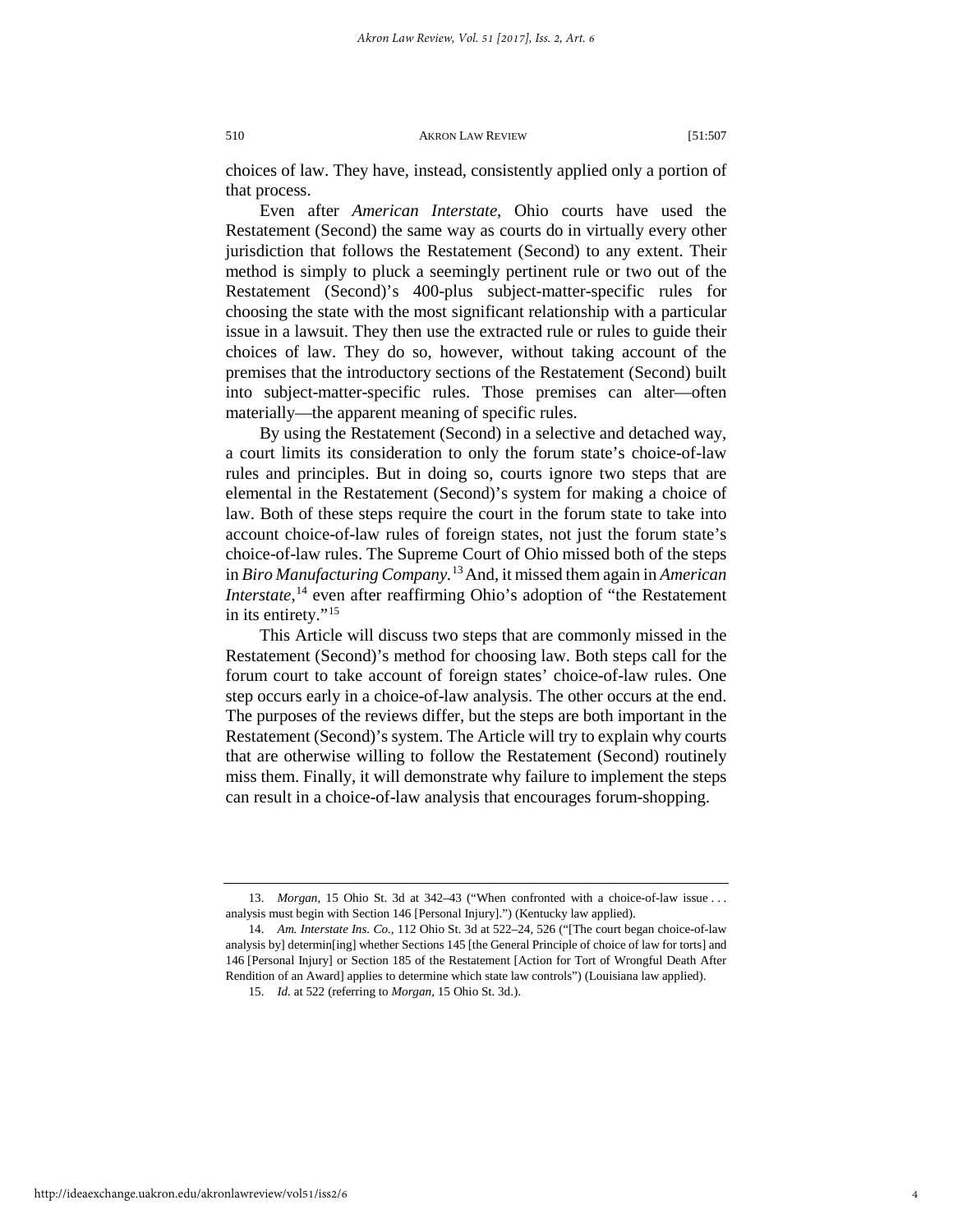choices of law. They have, instead, consistently applied only a portion of that process.

Even after *American Interstate*, Ohio courts have used the Restatement (Second) the same way as courts do in virtually every other jurisdiction that follows the Restatement (Second) to any extent. Their method is simply to pluck a seemingly pertinent rule or two out of the Restatement (Second)'s 400-plus subject-matter-specific rules for choosing the state with the most significant relationship with a particular issue in a lawsuit. They then use the extracted rule or rules to guide their choices of law. They do so, however, without taking account of the premises that the introductory sections of the Restatement (Second) built into subject-matter-specific rules. Those premises can alter—often materially—the apparent meaning of specific rules.

By using the Restatement (Second) in a selective and detached way, a court limits its consideration to only the forum state's choice-of-law rules and principles. But in doing so, courts ignore two steps that are elemental in the Restatement (Second)'s system for making a choice of law. Both of these steps require the court in the forum state to take into account choice-of-law rules of foreign states, not just the forum state's choice-of-law rules. The Supreme Court of Ohio missed both of the steps in *Biro Manufacturing Company.*[13] And, it missed them again in *American Interstate*,[14] even after reaffirming Ohio's adoption of "the Restatement in its entirety."[15]

This Article will discuss two steps that are commonly missed in the Restatement (Second)'s method for choosing law. Both steps call for the forum court to take account of foreign states' choice-of-law rules. One step occurs early in a choice-of-law analysis. The other occurs at the end. The purposes of the reviews differ, but the steps are both important in the Restatement (Second)'s system. The Article will try to explain why courts that are otherwise willing to follow the Restatement (Second) routinely miss them. Finally, it will demonstrate why failure to implement the steps can result in a choice-of-law analysis that encourages forum-shopping.

---

13. *Morgan*, 15 Ohio St. 3d at 342–43 ("When confronted with a choice-of-law issue . . . analysis must begin with Section 146 [Personal Injury].") (Kentucky law applied).

14. *Am. Interstate Ins. Co.*, 112 Ohio St. 3d at 522–24, 526 ("[The court began choice-of-law analysis by] determin[ing] whether Sections 145 [the General Principle of choice of law for torts] and 146 [Personal Injury] or Section 185 of the Restatement [Action for Tort of Wrongful Death After Rendition of an Award] applies to determine which state law controls") (Louisiana law applied).

15. *Id.* at 522 (referring to *Morgan*, 15 Ohio St. 3d.).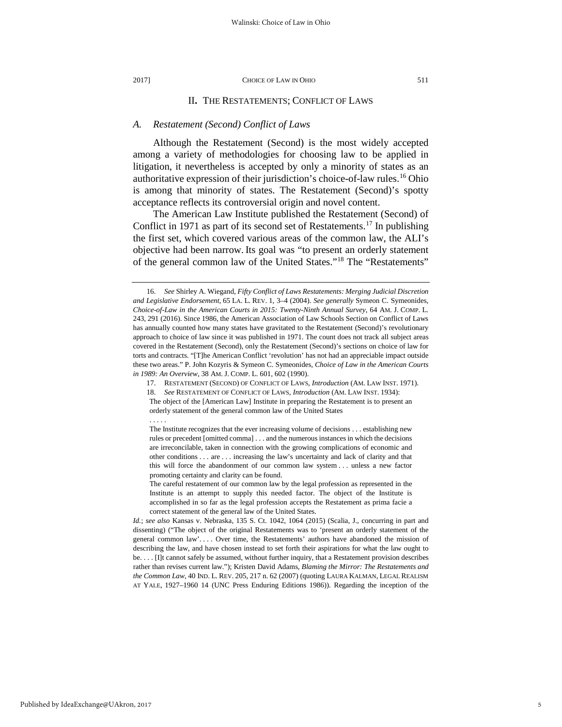## II. THE RESTATEMENTS; CONFLICT OF LAWS

### A. *Restatement (Second) Conflict of Laws*

Although the Restatement (Second) is the most widely accepted among a variety of methodologies for choosing law to be applied in litigation, it nevertheless is accepted by only a minority of states as an authoritative expression of their jurisdiction's choice-of-law rules.[16] Ohio is among that minority of states. The Restatement (Second)'s spotty acceptance reflects its controversial origin and novel content.

The American Law Institute published the Restatement (Second) of Conflict in 1971 as part of its second set of Restatements.[17] In publishing the first set, which covered various areas of the common law, the ALI's objective had been narrow. Its goal was "to present an orderly statement of the general common law of the United States."[18] The "Restatements"

---

16. *See* Shirley A. Wiegand, *Fifty Conflict of Laws Restatements: Merging Judicial Discretion and Legislative Endorsement*, 65 LA. L. REV. 1, 3–4 (2004). *See generally* Symeon C. Symeonides, *Choice-of-Law in the American Courts in 2015: Twenty-Ninth Annual Survey*, 64 AM. J. COMP. L. 243, 291 (2016). Since 1986, the American Association of Law Schools Section on Conflict of Laws has annually counted how many states have gravitated to the Restatement (Second)'s revolutionary approach to choice of law since it was published in 1971. The count does not track all subject areas covered in the Restatement (Second), only the Restatement (Second)'s sections on choice of law for torts and contracts. "[T]he American Conflict 'revolution' has not had an appreciable impact outside these two areas." P. John Kozyris & Symeon C. Symeonides, *Choice of Law in the American Courts in 1989: An Overview*, 38 AM. J. COMP. L. 601, 602 (1990).

17. RESTATEMENT (SECOND) OF CONFLICT OF LAWS, *Introduction* (AM. LAW INST. 1971).

18. *See* RESTATEMENT OF CONFLICT OF LAWS, *Introduction* (AM. LAW INST. 1934):

> The object of the [American Law] Institute in preparing the Restatement is to present an orderly statement of the general common law of the United States
>
> . . . . .
>
> The Institute recognizes that the ever increasing volume of decisions . . . establishing new rules or precedent [omitted comma] . . . and the numerous instances in which the decisions are irreconcilable, taken in connection with the growing complications of economic and other conditions . . . are . . . increasing the law's uncertainty and lack of clarity and that this will force the abandonment of our common law system . . . unless a new factor promoting certainty and clarity can be found.
>
> The careful restatement of our common law by the legal profession as represented in the Institute is an attempt to supply this needed factor. The object of the Institute is accomplished in so far as the legal profession accepts the Restatement as prima facie a correct statement of the general law of the United States.

*Id.*; *see also* Kansas v. Nebraska, 135 S. Ct. 1042, 1064 (2015) (Scalia, J., concurring in part and dissenting) ("The object of the original Restatements was to 'present an orderly statement of the general common law'. . . . Over time, the Restatements' authors have abandoned the mission of describing the law, and have chosen instead to set forth their aspirations for what the law ought to be. . . . [I]t cannot safely be assumed, without further inquiry, that a Restatement provision describes rather than revises current law."); Kristen David Adams, *Blaming the Mirror: The Restatements and the Common Law*, 40 IND. L. REV. 205, 217 n. 62 (2007) (quoting LAURA KALMAN, LEGAL REALISM AT YALE, 1927–1960 14 (UNC Press Enduring Editions 1986)). Regarding the inception of the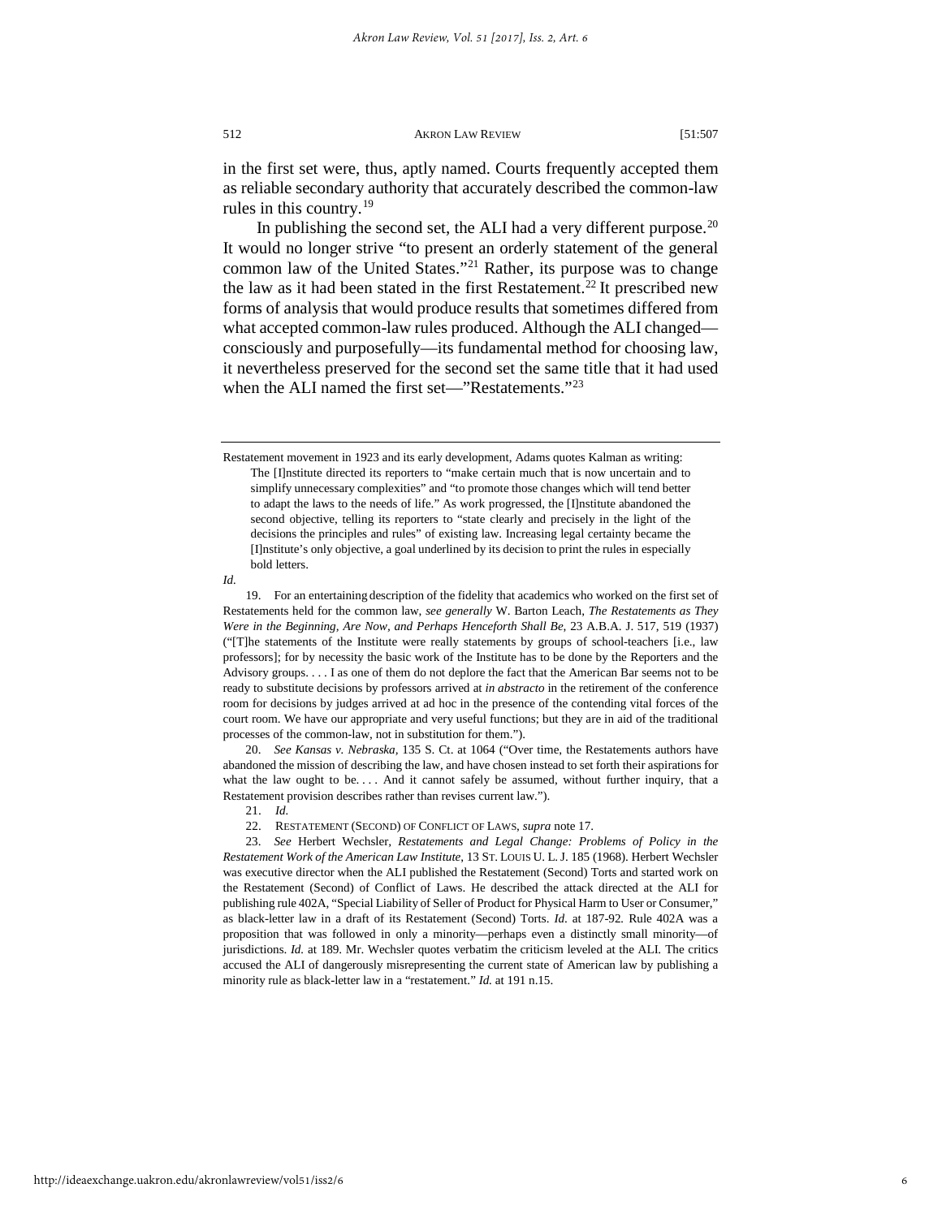in the first set were, thus, aptly named. Courts frequently accepted them as reliable secondary authority that accurately described the common-law rules in this country.[19]

In publishing the second set, the ALI had a very different purpose.[20] It would no longer strive "to present an orderly statement of the general common law of the United States."[21] Rather, its purpose was to change the law as it had been stated in the first Restatement.[22] It prescribed new forms of analysis that would produce results that sometimes differed from what accepted common-law rules produced. Although the ALI changed—consciously and purposefully—its fundamental method for choosing law, it nevertheless preserved for the second set the same title that it had used when the ALI named the first set—"Restatements."[23]

---

Restatement movement in 1923 and its early development, Adams quotes Kalman as writing:

> The [I]nstitute directed its reporters to "make certain much that is now uncertain and to simplify unnecessary complexities" and "to promote those changes which will tend better to adapt the laws to the needs of life." As work progressed, the [I]nstitute abandoned the second objective, telling its reporters to "state clearly and precisely in the light of the decisions the principles and rules" of existing law. Increasing legal certainty became the [I]nstitute's only objective, a goal underlined by its decision to print the rules in especially bold letters.

*Id.*

19. For an entertaining description of the fidelity that academics who worked on the first set of Restatements held for the common law, *see generally* W. Barton Leach, *The Restatements as They Were in the Beginning, Are Now, and Perhaps Henceforth Shall Be*, 23 A.B.A. J. 517, 519 (1937) ("[T]he statements of the Institute were really statements by groups of school-teachers [i.e., law professors]; for by necessity the basic work of the Institute has to be done by the Reporters and the Advisory groups. . . . I as one of them do not deplore the fact that the American Bar seems not to be ready to substitute decisions by professors arrived at *in abstracto* in the retirement of the conference room for decisions by judges arrived at ad hoc in the presence of the contending vital forces of the court room. We have our appropriate and very useful functions; but they are in aid of the traditional processes of the common-law, not in substitution for them.").

20. *See Kansas v. Nebraska*, 135 S. Ct. at 1064 ("Over time, the Restatements authors have abandoned the mission of describing the law, and have chosen instead to set forth their aspirations for what the law ought to be. . . . And it cannot safely be assumed, without further inquiry, that a Restatement provision describes rather than revises current law.").

21. *Id.*

22. RESTATEMENT (SECOND) OF CONFLICT OF LAWS, *supra* note 17.

23. *See* Herbert Wechsler, *Restatements and Legal Change: Problems of Policy in the Restatement Work of the American Law Institute*, 13 ST. LOUIS U. L. J. 185 (1968). Herbert Wechsler was executive director when the ALI published the Restatement (Second) Torts and started work on the Restatement (Second) of Conflict of Laws. He described the attack directed at the ALI for publishing rule 402A, "Special Liability of Seller of Product for Physical Harm to User or Consumer," as black-letter law in a draft of its Restatement (Second) Torts. *Id.* at 187-92. Rule 402A was a proposition that was followed in only a minority—perhaps even a distinctly small minority—of jurisdictions. *Id.* at 189. Mr. Wechsler quotes verbatim the criticism leveled at the ALI. The critics accused the ALI of dangerously misrepresenting the current state of American law by publishing a minority rule as black-letter law in a "restatement." *Id.* at 191 n.15.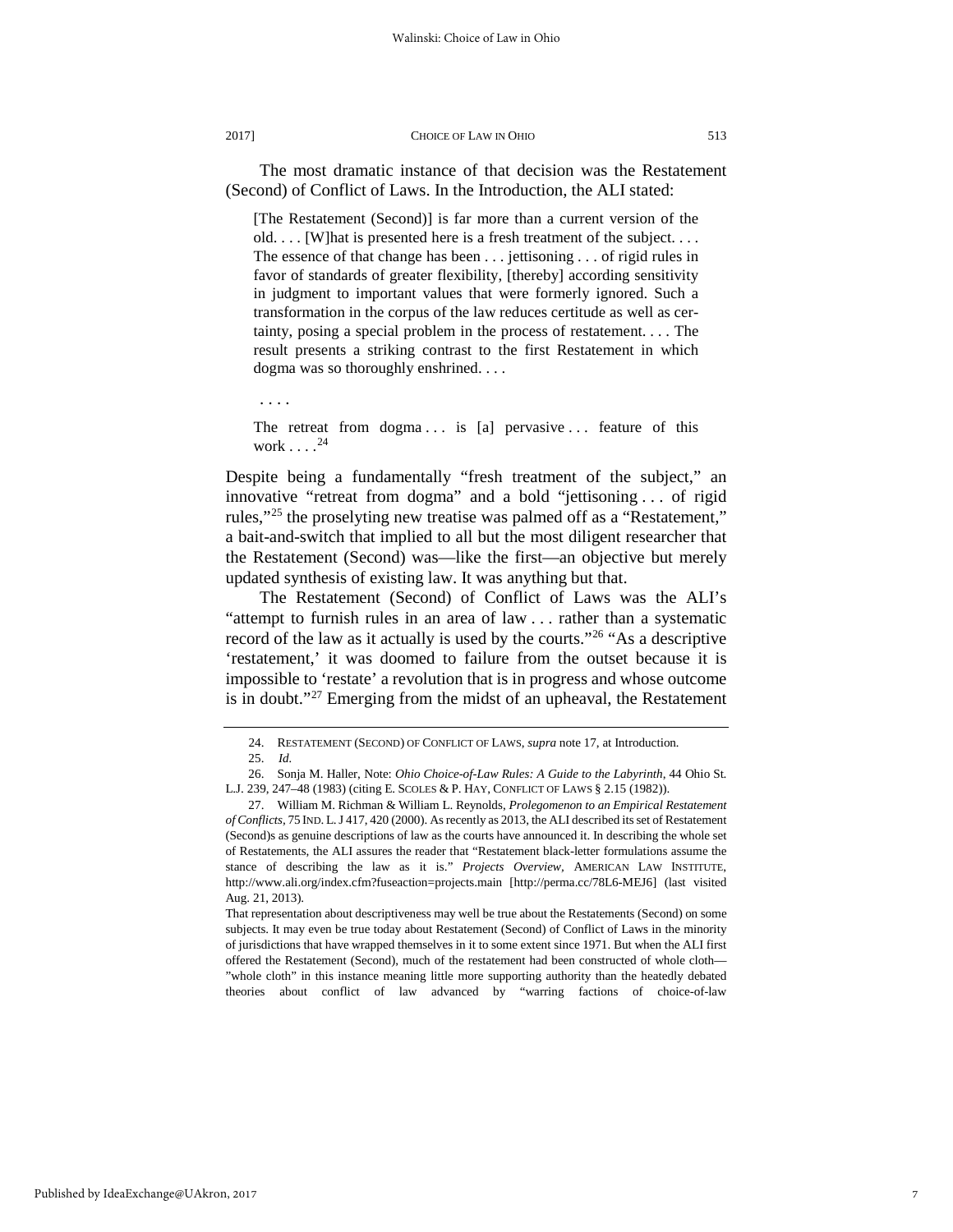The most dramatic instance of that decision was the Restatement (Second) of Conflict of Laws. In the Introduction, the ALI stated:

> [The Restatement (Second)] is far more than a current version of the old. . . . [W]hat is presented here is a fresh treatment of the subject. . . . The essence of that change has been . . . jettisoning . . . of rigid rules in favor of standards of greater flexibility, [thereby] according sensitivity in judgment to important values that were formerly ignored. Such a transformation in the corpus of the law reduces certitude as well as certainty, posing a special problem in the process of restatement. . . . The result presents a striking contrast to the first Restatement in which dogma was so thoroughly enshrined. . . .
>
> . . . .
>
> The retreat from dogma . . . is [a] pervasive . . . feature of this work . . . .[24]

Despite being a fundamentally "fresh treatment of the subject," an innovative "retreat from dogma" and a bold "jettisoning . . . of rigid rules,"[25] the proselyting new treatise was palmed off as a "Restatement," a bait-and-switch that implied to all but the most diligent researcher that the Restatement (Second) was—like the first—an objective but merely updated synthesis of existing law. It was anything but that.

The Restatement (Second) of Conflict of Laws was the ALI's "attempt to furnish rules in an area of law . . . rather than a systematic record of the law as it actually is used by the courts."[26] "As a descriptive 'restatement,' it was doomed to failure from the outset because it is impossible to 'restate' a revolution that is in progress and whose outcome is in doubt."[27] Emerging from the midst of an upheaval, the Restatement

---

24. RESTATEMENT (SECOND) OF CONFLICT OF LAWS, *supra* note 17, at Introduction.

25. *Id.*

26. Sonja M. Haller, Note: *Ohio Choice-of-Law Rules: A Guide to the Labyrinth*, 44 Ohio St. L.J. 239, 247–48 (1983) (citing E. SCOLES & P. HAY, CONFLICT OF LAWS § 2.15 (1982)).

27. William M. Richman & William L. Reynolds, *Prolegomenon to an Empirical Restatement of Conflicts*, 75 IND. L. J 417, 420 (2000). As recently as 2013, the ALI described its set of Restatement (Second)s as genuine descriptions of law as the courts have announced it. In describing the whole set of Restatements, the ALI assures the reader that "Restatement black-letter formulations assume the stance of describing the law as it is." *Projects Overview*, AMERICAN LAW INSTITUTE, http://www.ali.org/index.cfm?fuseaction=projects.main [http://perma.cc/78L6-MEJ6] (last visited Aug. 21, 2013).

That representation about descriptiveness may well be true about the Restatements (Second) on some subjects. It may even be true today about Restatement (Second) of Conflict of Laws in the minority of jurisdictions that have wrapped themselves in it to some extent since 1971. But when the ALI first offered the Restatement (Second), much of the restatement had been constructed of whole cloth—"whole cloth" in this instance meaning little more supporting authority than the heatedly debated theories about conflict of law advanced by "warring factions of choice-of-law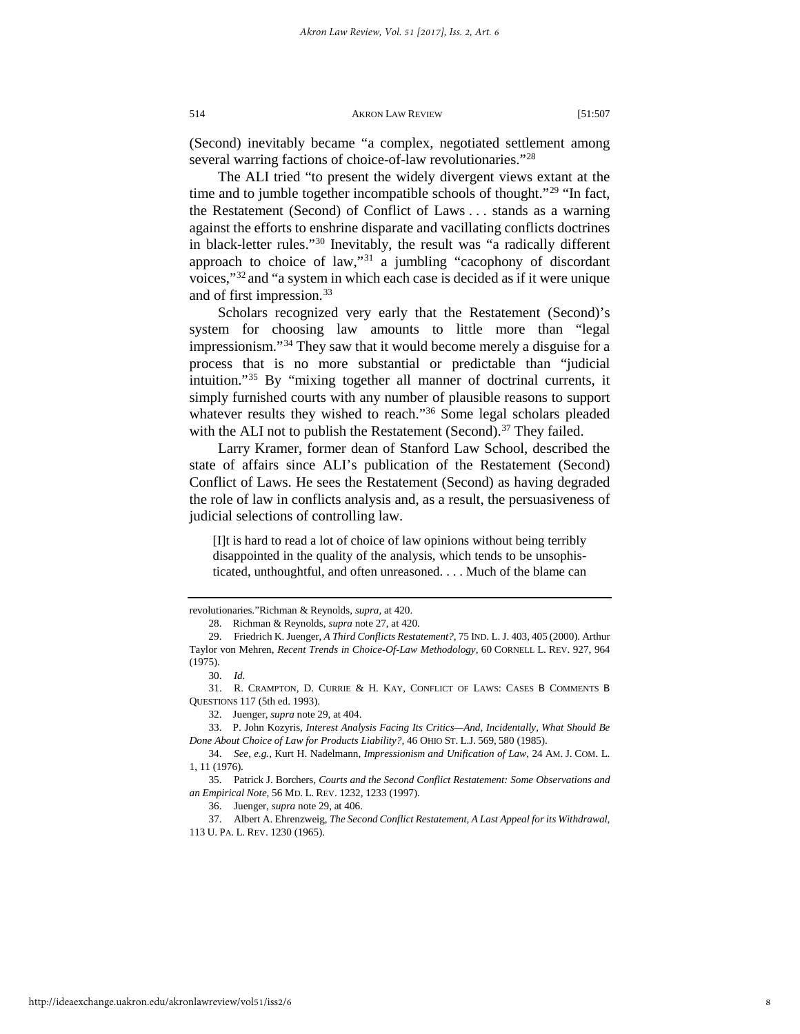(Second) inevitably became "a complex, negotiated settlement among several warring factions of choice-of-law revolutionaries."[28]

The ALI tried "to present the widely divergent views extant at the time and to jumble together incompatible schools of thought."[29] "In fact, the Restatement (Second) of Conflict of Laws . . . stands as a warning against the efforts to enshrine disparate and vacillating conflicts doctrines in black-letter rules."[30] Inevitably, the result was "a radically different approach to choice of law,"[31] a jumbling "cacophony of discordant voices,"[32] and "a system in which each case is decided as if it were unique and of first impression.[33]

Scholars recognized very early that the Restatement (Second)'s system for choosing law amounts to little more than "legal impressionism."[34] They saw that it would become merely a disguise for a process that is no more substantial or predictable than "judicial intuition."[35] By "mixing together all manner of doctrinal currents, it simply furnished courts with any number of plausible reasons to support whatever results they wished to reach."[36] Some legal scholars pleaded with the ALI not to publish the Restatement (Second).[37] They failed.

Larry Kramer, former dean of Stanford Law School, described the state of affairs since ALI's publication of the Restatement (Second) Conflict of Laws. He sees the Restatement (Second) as having degraded the role of law in conflicts analysis and, as a result, the persuasiveness of judicial selections of controlling law.

> [I]t is hard to read a lot of choice of law opinions without being terribly disappointed in the quality of the analysis, which tends to be unsophisticated, unthoughtful, and often unreasoned. . . . Much of the blame can

---

revolutionaries."Richman & Reynolds, *supra*, at 420.

28. Richman & Reynolds, *supra* note 27, at 420.

29. Friedrich K. Juenger, *A Third Conflicts Restatement?*, 75 IND. L. J. 403, 405 (2000). Arthur Taylor von Mehren, *Recent Trends in Choice-Of-Law Methodology*, 60 CORNELL L. REV. 927, 964 (1975).

30. *Id.*

31. R. CRAMPTON, D. CURRIE & H. KAY, CONFLICT OF LAWS: CASES B COMMENTS B QUESTIONS 117 (5th ed. 1993).

32. Juenger, *supra* note 29, at 404.

33. P. John Kozyris, *Interest Analysis Facing Its Critics—And, Incidentally, What Should Be Done About Choice of Law for Products Liability?*, 46 OHIO ST. L.J. 569, 580 (1985).

34. *See, e.g.*, Kurt H. Nadelmann, *Impressionism and Unification of Law*, 24 AM. J. COM. L. 1, 11 (1976).

35. Patrick J. Borchers, *Courts and the Second Conflict Restatement: Some Observations and an Empirical Note*, 56 MD. L. REV. 1232, 1233 (1997).

36. Juenger, *supra* note 29, at 406.

37. Albert A. Ehrenzweig, *The Second Conflict Restatement, A Last Appeal for its Withdrawal*, 113 U. PA. L. REV. 1230 (1965).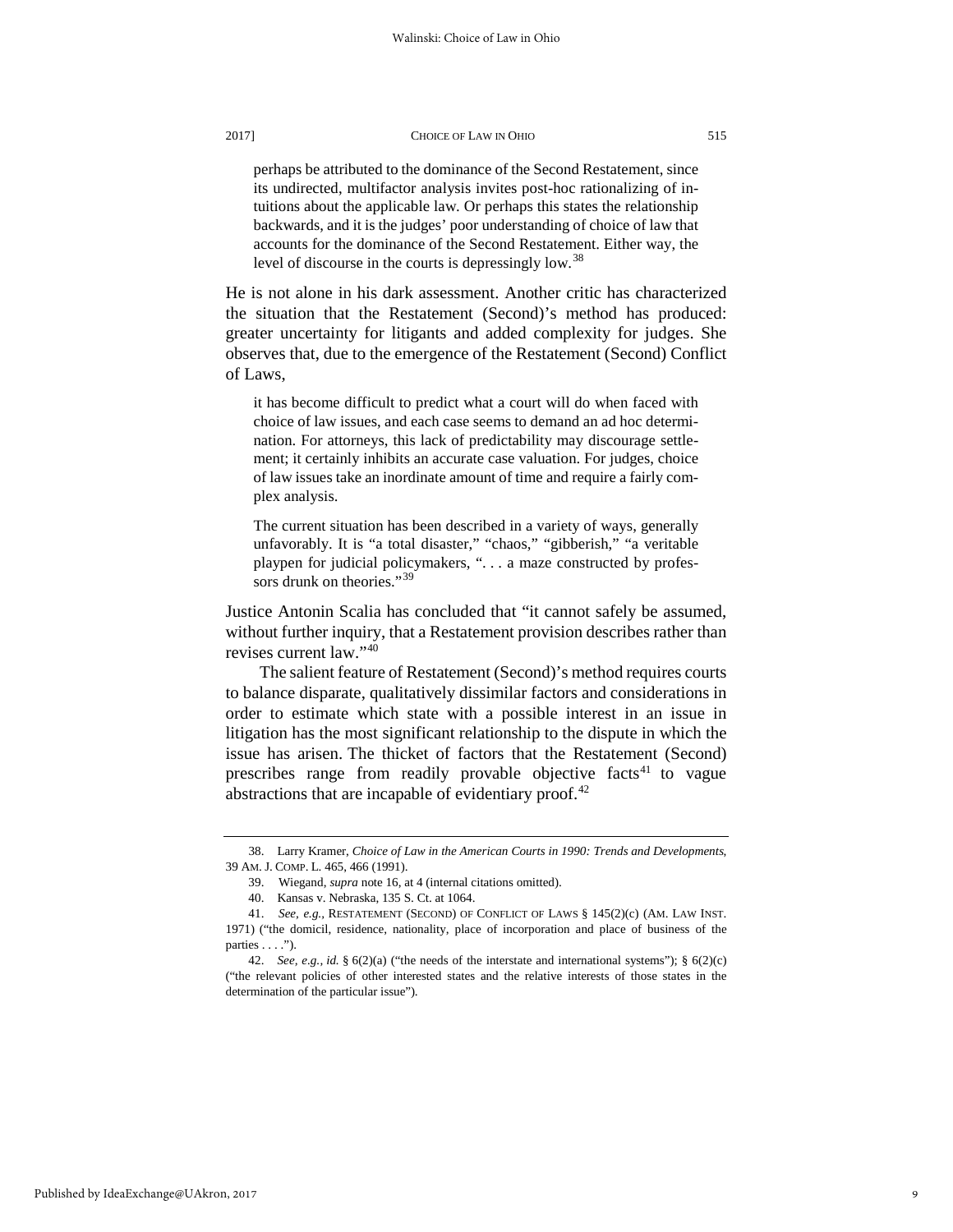> perhaps be attributed to the dominance of the Second Restatement, since its undirected, multifactor analysis invites post-hoc rationalizing of intuitions about the applicable law. Or perhaps this states the relationship backwards, and it is the judges' poor understanding of choice of law that accounts for the dominance of the Second Restatement. Either way, the level of discourse in the courts is depressingly low.[38]

He is not alone in his dark assessment. Another critic has characterized the situation that the Restatement (Second)'s method has produced: greater uncertainty for litigants and added complexity for judges. She observes that, due to the emergence of the Restatement (Second) Conflict of Laws,

> it has become difficult to predict what a court will do when faced with choice of law issues, and each case seems to demand an ad hoc determination. For attorneys, this lack of predictability may discourage settlement; it certainly inhibits an accurate case valuation. For judges, choice of law issues take an inordinate amount of time and require a fairly complex analysis.
>
> The current situation has been described in a variety of ways, generally unfavorably. It is "a total disaster," "chaos," "gibberish," "a veritable playpen for judicial policymakers, ". . . a maze constructed by professors drunk on theories."[39]

Justice Antonin Scalia has concluded that "it cannot safely be assumed, without further inquiry, that a Restatement provision describes rather than revises current law."[40]

The salient feature of Restatement (Second)'s method requires courts to balance disparate, qualitatively dissimilar factors and considerations in order to estimate which state with a possible interest in an issue in litigation has the most significant relationship to the dispute in which the issue has arisen. The thicket of factors that the Restatement (Second) prescribes range from readily provable objective facts[41] to vague abstractions that are incapable of evidentiary proof.[42]

---

38. Larry Kramer, *Choice of Law in the American Courts in 1990: Trends and Developments*, 39 AM. J. COMP. L. 465, 466 (1991).

39. Wiegand, *supra* note 16, at 4 (internal citations omitted).

40. Kansas v. Nebraska, 135 S. Ct. at 1064.

41. *See, e.g.*, RESTATEMENT (SECOND) OF CONFLICT OF LAWS § 145(2)(c) (AM. LAW INST. 1971) ("the domicil, residence, nationality, place of incorporation and place of business of the parties . . . .").

42. *See, e.g.*, *id.* § 6(2)(a) ("the needs of the interstate and international systems"); § 6(2)(c) ("the relevant policies of other interested states and the relative interests of those states in the determination of the particular issue").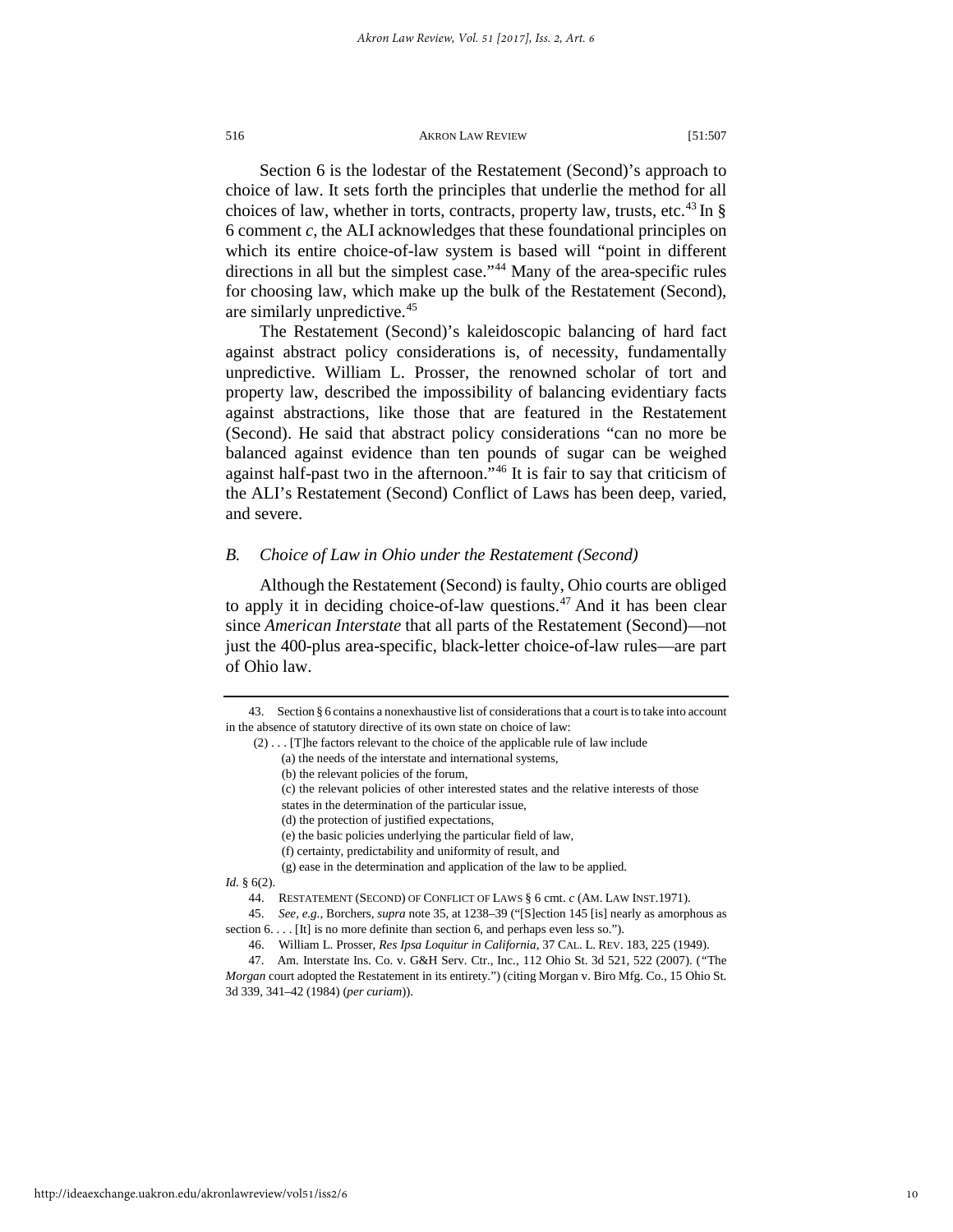Section 6 is the lodestar of the Restatement (Second)'s approach to choice of law. It sets forth the principles that underlie the method for all choices of law, whether in torts, contracts, property law, trusts, etc.[43] In § 6 comment *c*, the ALI acknowledges that these foundational principles on which its entire choice-of-law system is based will "point in different directions in all but the simplest case."[44] Many of the area-specific rules for choosing law, which make up the bulk of the Restatement (Second), are similarly unpredictive.[45]

The Restatement (Second)'s kaleidoscopic balancing of hard fact against abstract policy considerations is, of necessity, fundamentally unpredictive. William L. Prosser, the renowned scholar of tort and property law, described the impossibility of balancing evidentiary facts against abstractions, like those that are featured in the Restatement (Second). He said that abstract policy considerations "can no more be balanced against evidence than ten pounds of sugar can be weighed against half-past two in the afternoon."[46] It is fair to say that criticism of the ALI's Restatement (Second) Conflict of Laws has been deep, varied, and severe.

### *B. Choice of Law in Ohio under the Restatement (Second)*

Although the Restatement (Second) is faulty, Ohio courts are obliged to apply it in deciding choice-of-law questions.[47] And it has been clear since *American Interstate* that all parts of the Restatement (Second)—not just the 400-plus area-specific, black-letter choice-of-law rules—are part of Ohio law.

---

43. Section § 6 contains a nonexhaustive list of considerations that a court is to take into account in the absence of statutory directive of its own state on choice of law:

> (2) . . . [T]he factors relevant to the choice of the applicable rule of law include
>
> (a) the needs of the interstate and international systems,
>
> (b) the relevant policies of the forum,
>
> (c) the relevant policies of other interested states and the relative interests of those states in the determination of the particular issue,
>
> (d) the protection of justified expectations,
>
> (e) the basic policies underlying the particular field of law,
>
> (f) certainty, predictability and uniformity of result, and
>
> (g) ease in the determination and application of the law to be applied.

*Id.* § 6(2).

44. RESTATEMENT (SECOND) OF CONFLICT OF LAWS § 6 cmt. *c* (AM. LAW INST.1971).

45. *See, e.g.*, Borchers, *supra* note 35, at 1238–39 ("[S]ection 145 [is] nearly as amorphous as section 6. . . . [It] is no more definite than section 6, and perhaps even less so.").

46. William L. Prosser, *Res Ipsa Loquitur in California*, 37 CAL. L. REV. 183, 225 (1949).

47. Am. Interstate Ins. Co. v. G&H Serv. Ctr., Inc., 112 Ohio St. 3d 521, 522 (2007). ("The *Morgan* court adopted the Restatement in its entirety.") (citing Morgan v. Biro Mfg. Co., 15 Ohio St. 3d 339, 341–42 (1984) (*per curiam*)).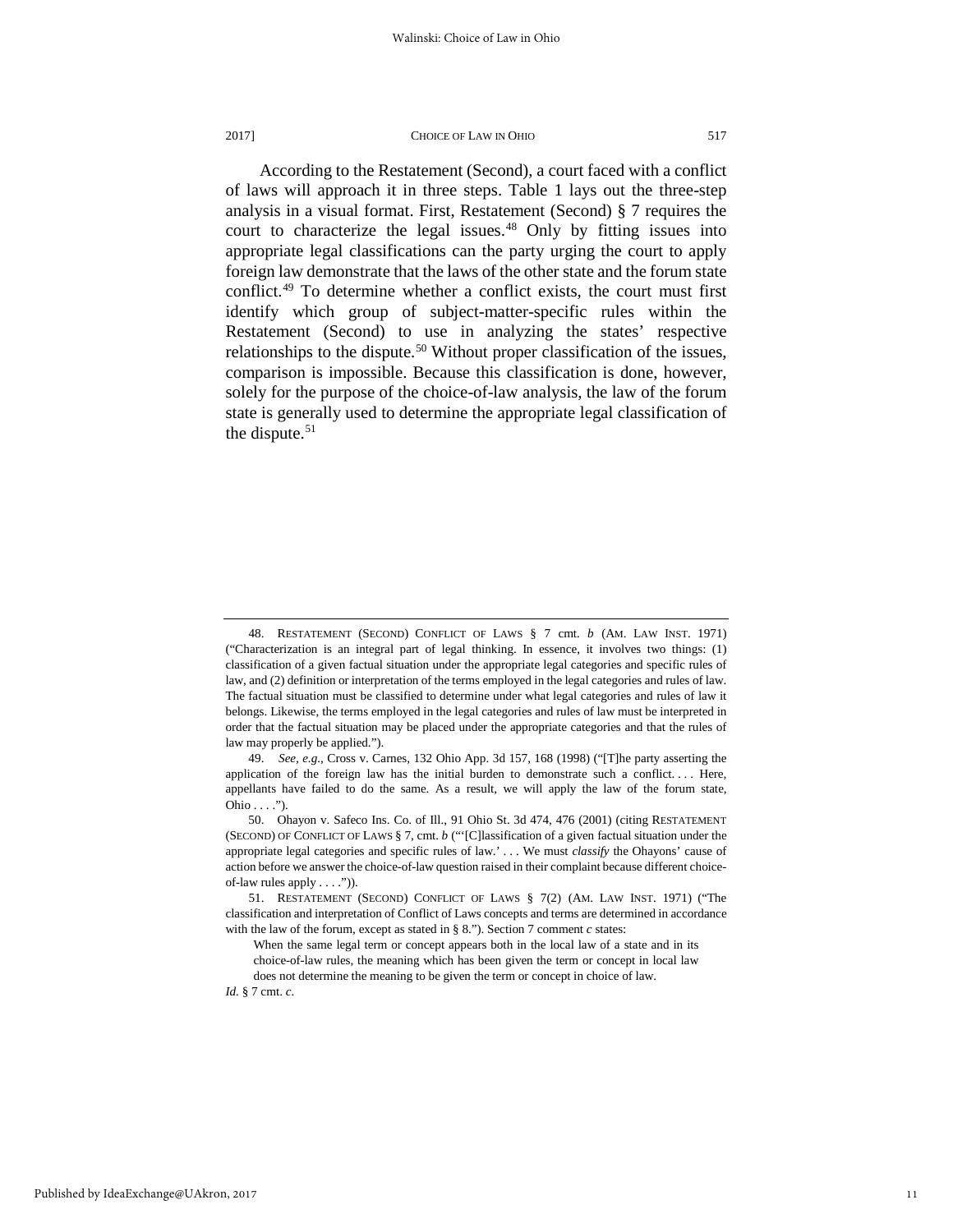According to the Restatement (Second), a court faced with a conflict of laws will approach it in three steps. Table 1 lays out the three-step analysis in a visual format. First, Restatement (Second) § 7 requires the court to characterize the legal issues.[48] Only by fitting issues into appropriate legal classifications can the party urging the court to apply foreign law demonstrate that the laws of the other state and the forum state conflict.[49] To determine whether a conflict exists, the court must first identify which group of subject-matter-specific rules within the Restatement (Second) to use in analyzing the states' respective relationships to the dispute.[50] Without proper classification of the issues, comparison is impossible. Because this classification is done, however, solely for the purpose of the choice-of-law analysis, the law of the forum state is generally used to determine the appropriate legal classification of the dispute.[51]

---

48. RESTATEMENT (SECOND) CONFLICT OF LAWS § 7 cmt. *b* (AM. LAW INST. 1971) ("Characterization is an integral part of legal thinking. In essence, it involves two things: (1) classification of a given factual situation under the appropriate legal categories and specific rules of law, and (2) definition or interpretation of the terms employed in the legal categories and rules of law. The factual situation must be classified to determine under what legal categories and rules of law it belongs. Likewise, the terms employed in the legal categories and rules of law must be interpreted in order that the factual situation may be placed under the appropriate categories and that the rules of law may properly be applied.").

49. *See, e.g.*, Cross v. Carnes, 132 Ohio App. 3d 157, 168 (1998) ("[T]he party asserting the application of the foreign law has the initial burden to demonstrate such a conflict. . . . Here, appellants have failed to do the same. As a result, we will apply the law of the forum state, Ohio . . . .").

50. Ohayon v. Safeco Ins. Co. of Ill., 91 Ohio St. 3d 474, 476 (2001) (citing RESTATEMENT (SECOND) OF CONFLICT OF LAWS § 7, cmt. *b* ("'[C]lassification of a given factual situation under the appropriate legal categories and specific rules of law.' . . . We must *classify* the Ohayons' cause of action before we answer the choice-of-law question raised in their complaint because different choice-of-law rules apply . . . .")).

51. RESTATEMENT (SECOND) CONFLICT OF LAWS § 7(2) (AM. LAW INST. 1971) ("The classification and interpretation of Conflict of Laws concepts and terms are determined in accordance with the law of the forum, except as stated in § 8."). Section 7 comment *c* states:

> When the same legal term or concept appears both in the local law of a state and in its choice-of-law rules, the meaning which has been given the term or concept in local law does not determine the meaning to be given the term or concept in choice of law.

*Id.* § 7 cmt. *c*.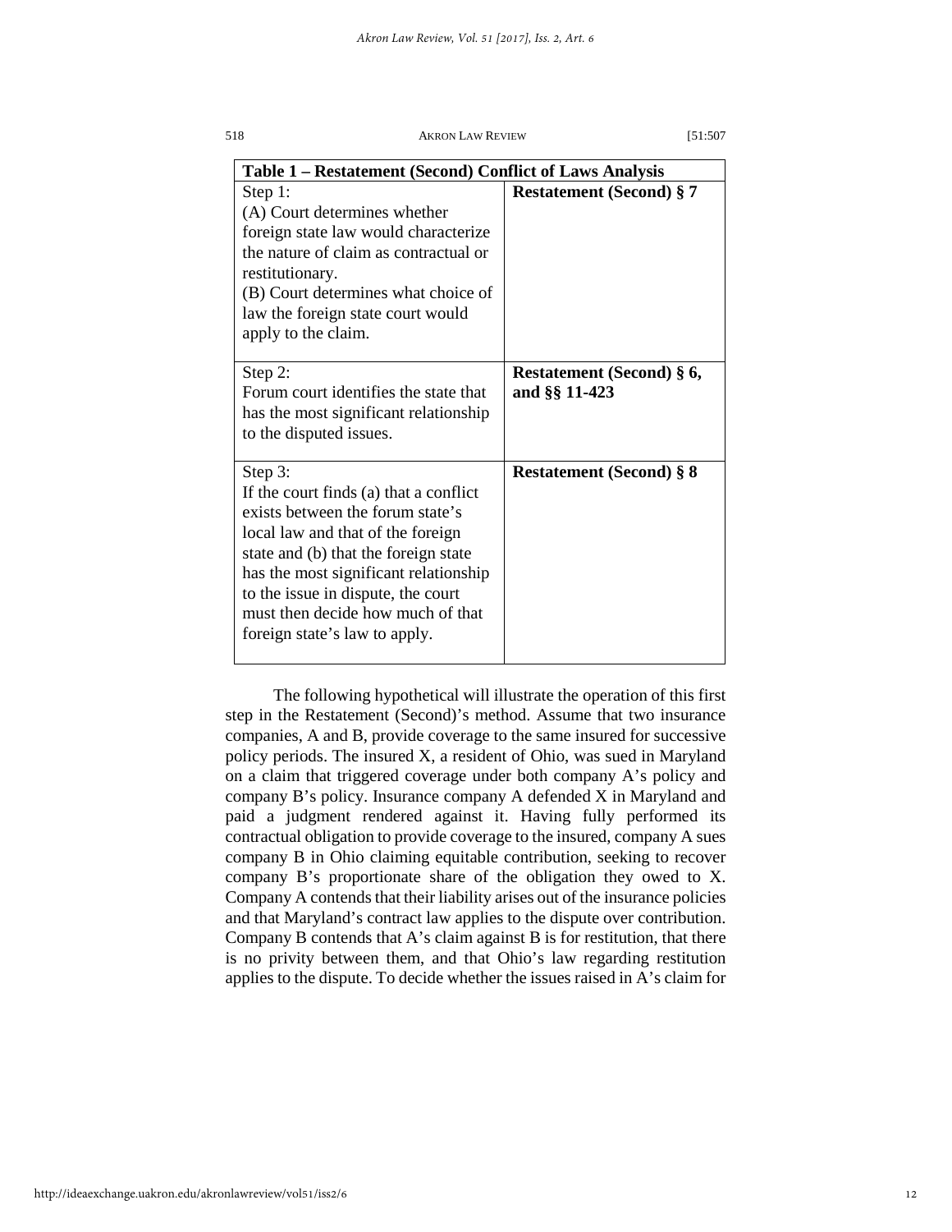| Table 1 – Restatement (Second) Conflict of Laws Analysis | |
|---|---|
| Step 1: (A) Court determines whether foreign state law would characterize the nature of claim as contractual or restitutionary. (B) Court determines what choice of law the foreign state court would apply to the claim. | **Restatement (Second) § 7** |
| Step 2: Forum court identifies the state that has the most significant relationship to the disputed issues. | **Restatement (Second) § 6, and §§ 11-423** |
| Step 3: If the court finds (a) that a conflict exists between the forum state's local law and that of the foreign state and (b) that the foreign state has the most significant relationship to the issue in dispute, the court must then decide how much of that foreign state's law to apply. | **Restatement (Second) § 8** |

The following hypothetical will illustrate the operation of this first step in the Restatement (Second)'s method. Assume that two insurance companies, A and B, provide coverage to the same insured for successive policy periods. The insured X, a resident of Ohio, was sued in Maryland on a claim that triggered coverage under both company A's policy and company B's policy. Insurance company A defended X in Maryland and paid a judgment rendered against it. Having fully performed its contractual obligation to provide coverage to the insured, company A sues company B in Ohio claiming equitable contribution, seeking to recover company B's proportionate share of the obligation they owed to X. Company A contends that their liability arises out of the insurance policies and that Maryland's contract law applies to the dispute over contribution. Company B contends that A's claim against B is for restitution, that there is no privity between them, and that Ohio's law regarding restitution applies to the dispute. To decide whether the issues raised in A's claim for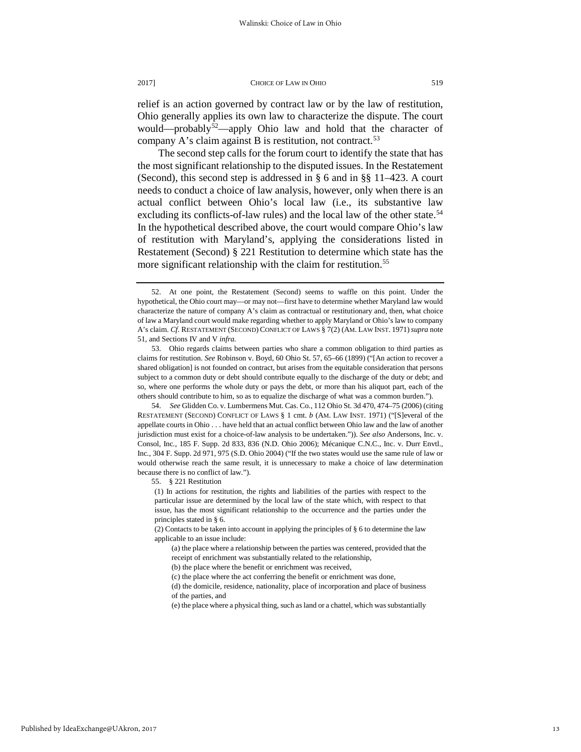relief is an action governed by contract law or by the law of restitution, Ohio generally applies its own law to characterize the dispute. The court would—probably[52]—apply Ohio law and hold that the character of company A's claim against B is restitution, not contract.[53]

The second step calls for the forum court to identify the state that has the most significant relationship to the disputed issues. In the Restatement (Second), this second step is addressed in § 6 and in §§ 11–423. A court needs to conduct a choice of law analysis, however, only when there is an actual conflict between Ohio's local law (i.e., its substantive law excluding its conflicts-of-law rules) and the local law of the other state.[54] In the hypothetical described above, the court would compare Ohio's law of restitution with Maryland's, applying the considerations listed in Restatement (Second) § 221 Restitution to determine which state has the more significant relationship with the claim for restitution.[55]

---

52. At one point, the Restatement (Second) seems to waffle on this point. Under the hypothetical, the Ohio court may—or may not—first have to determine whether Maryland law would characterize the nature of company A's claim as contractual or restitutionary and, then, what choice of law a Maryland court would make regarding whether to apply Maryland or Ohio's law to company A's claim. *Cf.* RESTATEMENT (SECOND) CONFLICT OF LAWS § 7(2) (AM. LAW INST. 1971) *supra* note 51, and Sections IV and V *infra.*

53. Ohio regards claims between parties who share a common obligation to third parties as claims for restitution. *See* Robinson v. Boyd, 60 Ohio St. 57, 65–66 (1899) ("[An action to recover a shared obligation] is not founded on contract, but arises from the equitable consideration that persons subject to a common duty or debt should contribute equally to the discharge of the duty or debt; and so, where one performs the whole duty or pays the debt, or more than his aliquot part, each of the others should contribute to him, so as to equalize the discharge of what was a common burden.").

54. *See* Glidden Co. v. Lumbermens Mut. Cas. Co., 112 Ohio St. 3d 470, 474–75 (2006) (citing RESTATEMENT (SECOND) CONFLICT OF LAWS § 1 cmt. *b* (AM. LAW INST. 1971) ("[S]everal of the appellate courts in Ohio . . . have held that an actual conflict between Ohio law and the law of another jurisdiction must exist for a choice-of-law analysis to be undertaken.")). *See also* Andersons, Inc. v. Consol, Inc., 185 F. Supp. 2d 833, 836 (N.D. Ohio 2006); Mécanique C.N.C., Inc. v. Durr Envtl., Inc., 304 F. Supp. 2d 971, 975 (S.D. Ohio 2004) ("If the two states would use the same rule of law or would otherwise reach the same result, it is unnecessary to make a choice of law determination because there is no conflict of law.").

55. § 221 Restitution

> (1) In actions for restitution, the rights and liabilities of the parties with respect to the particular issue are determined by the local law of the state which, with respect to that issue, has the most significant relationship to the occurrence and the parties under the principles stated in § 6.
>
> (2) Contacts to be taken into account in applying the principles of § 6 to determine the law applicable to an issue include:
>
> > (a) the place where a relationship between the parties was centered, provided that the receipt of enrichment was substantially related to the relationship,
> >
> > (b) the place where the benefit or enrichment was received,
> >
> > (c) the place where the act conferring the benefit or enrichment was done,
> >
> > (d) the domicile, residence, nationality, place of incorporation and place of business of the parties, and
> >
> > (e) the place where a physical thing, such as land or a chattel, which was substantially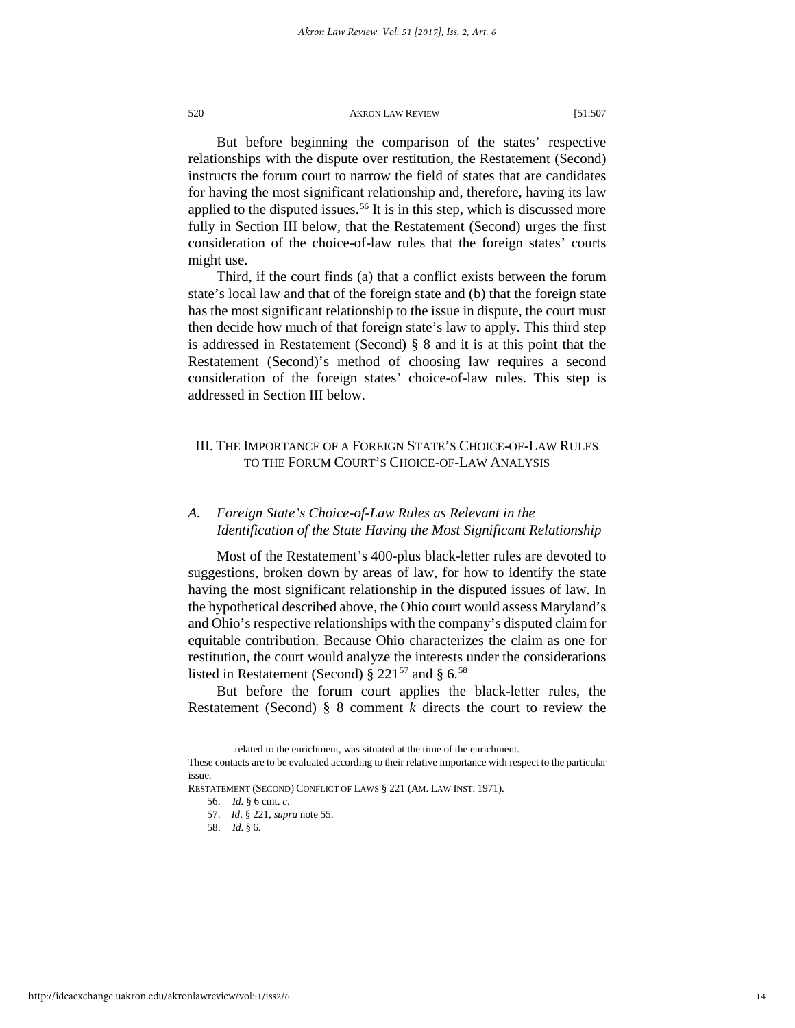But before beginning the comparison of the states' respective relationships with the dispute over restitution, the Restatement (Second) instructs the forum court to narrow the field of states that are candidates for having the most significant relationship and, therefore, having its law applied to the disputed issues.[56] It is in this step, which is discussed more fully in Section III below, that the Restatement (Second) urges the first consideration of the choice-of-law rules that the foreign states' courts might use.

Third, if the court finds (a) that a conflict exists between the forum state's local law and that of the foreign state and (b) that the foreign state has the most significant relationship to the issue in dispute, the court must then decide how much of that foreign state's law to apply. This third step is addressed in Restatement (Second) § 8 and it is at this point that the Restatement (Second)'s method of choosing law requires a second consideration of the foreign states' choice-of-law rules. This step is addressed in Section III below.

## III. The Importance of a Foreign State's Choice-of-Law Rules to the Forum Court's Choice-of-Law Analysis

### A. *Foreign State's Choice-of-Law Rules as Relevant in the Identification of the State Having the Most Significant Relationship*

Most of the Restatement's 400-plus black-letter rules are devoted to suggestions, broken down by areas of law, for how to identify the state having the most significant relationship in the disputed issues of law. In the hypothetical described above, the Ohio court would assess Maryland's and Ohio's respective relationships with the company's disputed claim for equitable contribution. Because Ohio characterizes the claim as one for restitution, the court would analyze the interests under the considerations listed in Restatement (Second) § 221[57] and § 6.[58]

But before the forum court applies the black-letter rules, the Restatement (Second) § 8 comment *k* directs the court to review the

---

related to the enrichment, was situated at the time of the enrichment.

These contacts are to be evaluated according to their relative importance with respect to the particular issue.

RESTATEMENT (SECOND) CONFLICT OF LAWS § 221 (AM. LAW INST. 1971).

56. *Id.* § 6 cmt. *c*.

57. *Id.* § 221, *supra* note 55.

58. *Id.* § 6.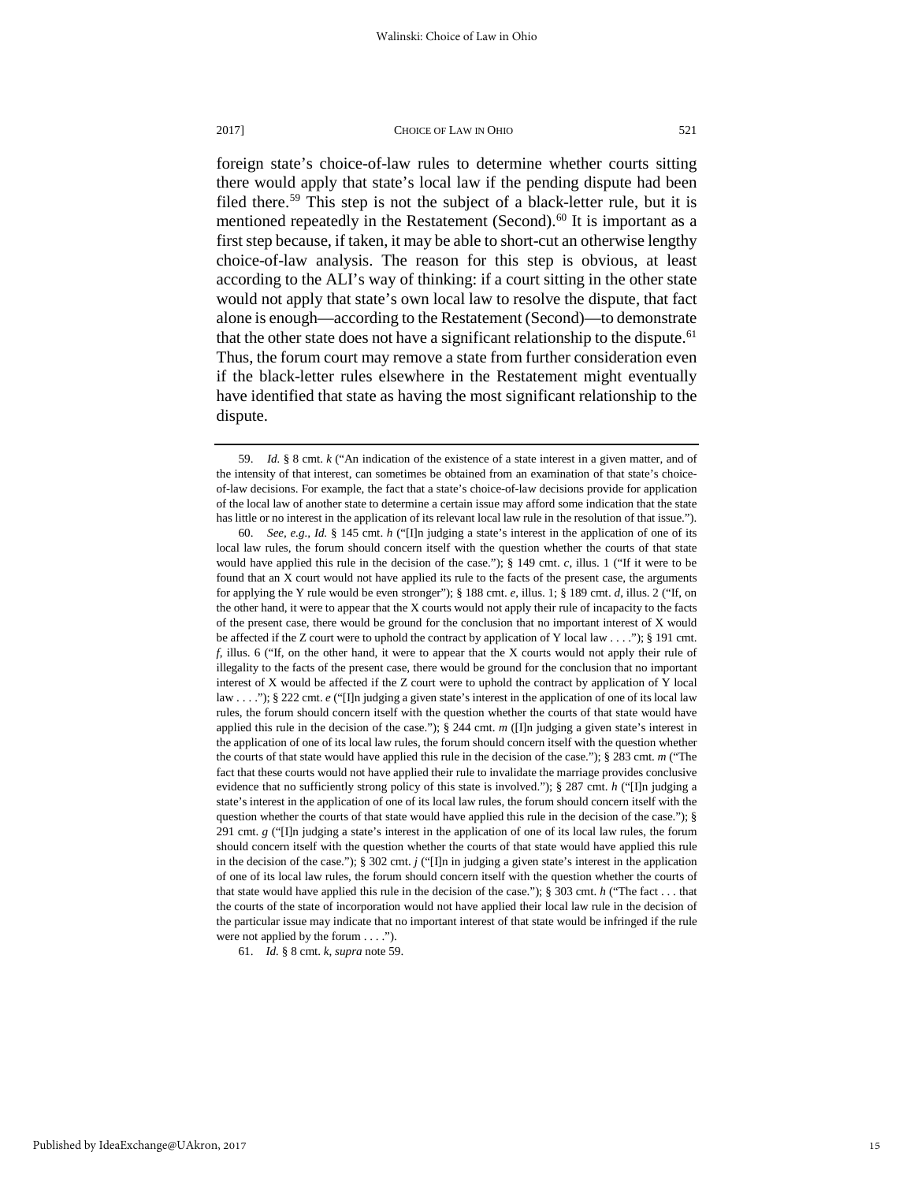foreign state's choice-of-law rules to determine whether courts sitting there would apply that state's local law if the pending dispute had been filed there.[59] This step is not the subject of a black-letter rule, but it is mentioned repeatedly in the Restatement (Second).[60] It is important as a first step because, if taken, it may be able to short-cut an otherwise lengthy choice-of-law analysis. The reason for this step is obvious, at least according to the ALI's way of thinking: if a court sitting in the other state would not apply that state's own local law to resolve the dispute, that fact alone is enough—according to the Restatement (Second)—to demonstrate that the other state does not have a significant relationship to the dispute.[61] Thus, the forum court may remove a state from further consideration even if the black-letter rules elsewhere in the Restatement might eventually have identified that state as having the most significant relationship to the dispute.

---

59. *Id.* § 8 cmt. *k* ("An indication of the existence of a state interest in a given matter, and of the intensity of that interest, can sometimes be obtained from an examination of that state's choice-of-law decisions. For example, the fact that a state's choice-of-law decisions provide for application of the local law of another state to determine a certain issue may afford some indication that the state has little or no interest in the application of its relevant local law rule in the resolution of that issue.").

60. *See, e.g.*, *Id.* § 145 cmt. *h* ("[I]n judging a state's interest in the application of one of its local law rules, the forum should concern itself with the question whether the courts of that state would have applied this rule in the decision of the case."); § 149 cmt. *c*, illus. 1 ("If it were to be found that an X court would not have applied its rule to the facts of the present case, the arguments for applying the Y rule would be even stronger"); § 188 cmt. *e*, illus. 1; § 189 cmt. *d*, illus. 2 ("If, on the other hand, it were to appear that the X courts would not apply their rule of incapacity to the facts of the present case, there would be ground for the conclusion that no important interest of X would be affected if the Z court were to uphold the contract by application of Y local law . . . ."); § 191 cmt. *f*, illus. 6 ("If, on the other hand, it were to appear that the X courts would not apply their rule of illegality to the facts of the present case, there would be ground for the conclusion that no important interest of X would be affected if the Z court were to uphold the contract by application of Y local law . . . ."); § 222 cmt. *e* ("[I]n judging a given state's interest in the application of one of its local law rules, the forum should concern itself with the question whether the courts of that state would have applied this rule in the decision of the case."); § 244 cmt. *m* ([I]n judging a given state's interest in the application of one of its local law rules, the forum should concern itself with the question whether the courts of that state would have applied this rule in the decision of the case."); § 283 cmt. *m* ("The fact that these courts would not have applied their rule to invalidate the marriage provides conclusive evidence that no sufficiently strong policy of this state is involved."); § 287 cmt. *h* ("[I]n judging a state's interest in the application of one of its local law rules, the forum should concern itself with the question whether the courts of that state would have applied this rule in the decision of the case."); § 291 cmt. *g* ("[I]n judging a state's interest in the application of one of its local law rules, the forum should concern itself with the question whether the courts of that state would have applied this rule in the decision of the case."); § 302 cmt. *j* ("[I]n in judging a given state's interest in the application of one of its local law rules, the forum should concern itself with the question whether the courts of that state would have applied this rule in the decision of the case."); § 303 cmt. *h* ("The fact . . . that the courts of the state of incorporation would not have applied their local law rule in the decision of the particular issue may indicate that no important interest of that state would be infringed if the rule were not applied by the forum . . . .").

61. *Id.* § 8 cmt. *k*, *supra* note 59.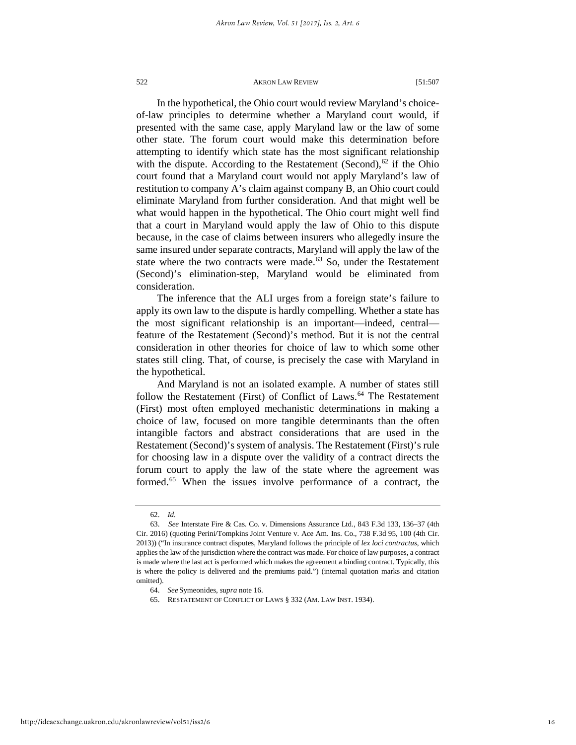In the hypothetical, the Ohio court would review Maryland's choice-of-law principles to determine whether a Maryland court would, if presented with the same case, apply Maryland law or the law of some other state. The forum court would make this determination before attempting to identify which state has the most significant relationship with the dispute. According to the Restatement (Second),[62] if the Ohio court found that a Maryland court would not apply Maryland's law of restitution to company A's claim against company B, an Ohio court could eliminate Maryland from further consideration. And that might well be what would happen in the hypothetical. The Ohio court might well find that a court in Maryland would apply the law of Ohio to this dispute because, in the case of claims between insurers who allegedly insure the same insured under separate contracts, Maryland will apply the law of the state where the two contracts were made.[63] So, under the Restatement (Second)'s elimination-step, Maryland would be eliminated from consideration.

The inference that the ALI urges from a foreign state's failure to apply its own law to the dispute is hardly compelling. Whether a state has the most significant relationship is an important—indeed, central—feature of the Restatement (Second)'s method. But it is not the central consideration in other theories for choice of law to which some other states still cling. That, of course, is precisely the case with Maryland in the hypothetical.

And Maryland is not an isolated example. A number of states still follow the Restatement (First) of Conflict of Laws.[64] The Restatement (First) most often employed mechanistic determinations in making a choice of law, focused on more tangible determinants than the often intangible factors and abstract considerations that are used in the Restatement (Second)'s system of analysis. The Restatement (First)'s rule for choosing law in a dispute over the validity of a contract directs the forum court to apply the law of the state where the agreement was formed.[65] When the issues involve performance of a contract, the

---

62. *Id.*

63. *See* Interstate Fire & Cas. Co. v. Dimensions Assurance Ltd., 843 F.3d 133, 136–37 (4th Cir. 2016) (quoting Perini/Tompkins Joint Venture v. Ace Am. Ins. Co., 738 F.3d 95, 100 (4th Cir. 2013)) ("In insurance contract disputes, Maryland follows the principle of *lex loci contractus*, which applies the law of the jurisdiction where the contract was made. For choice of law purposes, a contract is made where the last act is performed which makes the agreement a binding contract. Typically, this is where the policy is delivered and the premiums paid.") (internal quotation marks and citation omitted).

64. *See* Symeonides, *supra* note 16.

65. RESTATEMENT OF CONFLICT OF LAWS § 332 (AM. LAW INST. 1934).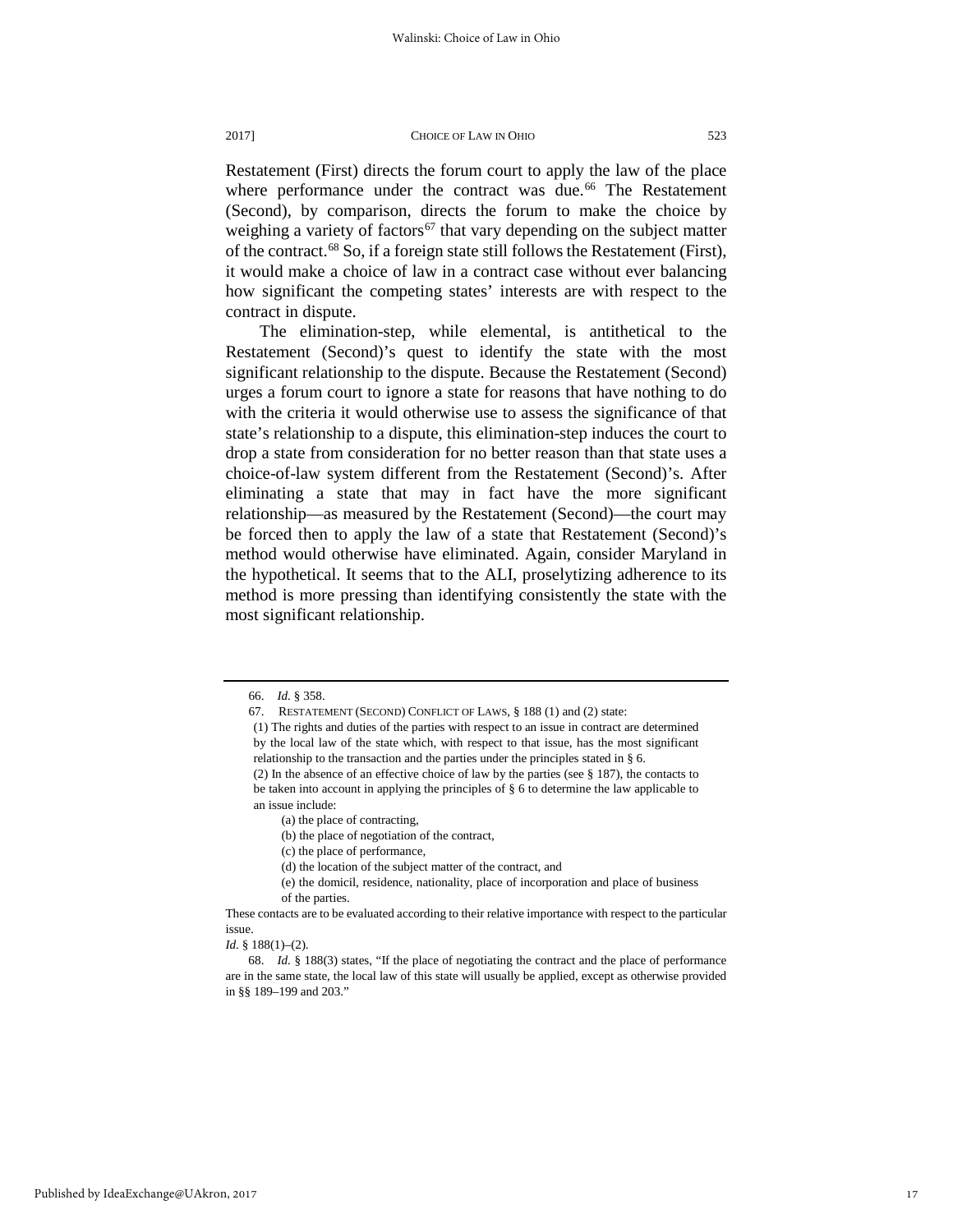Restatement (First) directs the forum court to apply the law of the place where performance under the contract was due.[66] The Restatement (Second), by comparison, directs the forum to make the choice by weighing a variety of factors[67] that vary depending on the subject matter of the contract.[68] So, if a foreign state still follows the Restatement (First), it would make a choice of law in a contract case without ever balancing how significant the competing states' interests are with respect to the contract in dispute.

The elimination-step, while elemental, is antithetical to the Restatement (Second)'s quest to identify the state with the most significant relationship to the dispute. Because the Restatement (Second) urges a forum court to ignore a state for reasons that have nothing to do with the criteria it would otherwise use to assess the significance of that state's relationship to a dispute, this elimination-step induces the court to drop a state from consideration for no better reason than that state uses a choice-of-law system different from the Restatement (Second)'s. After eliminating a state that may in fact have the more significant relationship—as measured by the Restatement (Second)—the court may be forced then to apply the law of a state that Restatement (Second)'s method would otherwise have eliminated. Again, consider Maryland in the hypothetical. It seems that to the ALI, proselytizing adherence to its method is more pressing than identifying consistently the state with the most significant relationship.

---

66. *Id.* § 358.

67. RESTATEMENT (SECOND) CONFLICT OF LAWS, § 188 (1) and (2) state:

(1) The rights and duties of the parties with respect to an issue in contract are determined by the local law of the state which, with respect to that issue, has the most significant relationship to the transaction and the parties under the principles stated in § 6.

(2) In the absence of an effective choice of law by the parties (see § 187), the contacts to be taken into account in applying the principles of § 6 to determine the law applicable to an issue include:

(a) the place of contracting,

(b) the place of negotiation of the contract,

(c) the place of performance,

(d) the location of the subject matter of the contract, and

(e) the domicil, residence, nationality, place of incorporation and place of business of the parties.

These contacts are to be evaluated according to their relative importance with respect to the particular issue.

*Id.* § 188(1)–(2).

68. *Id.* § 188(3) states, "If the place of negotiating the contract and the place of performance are in the same state, the local law of this state will usually be applied, except as otherwise provided in §§ 189–199 and 203."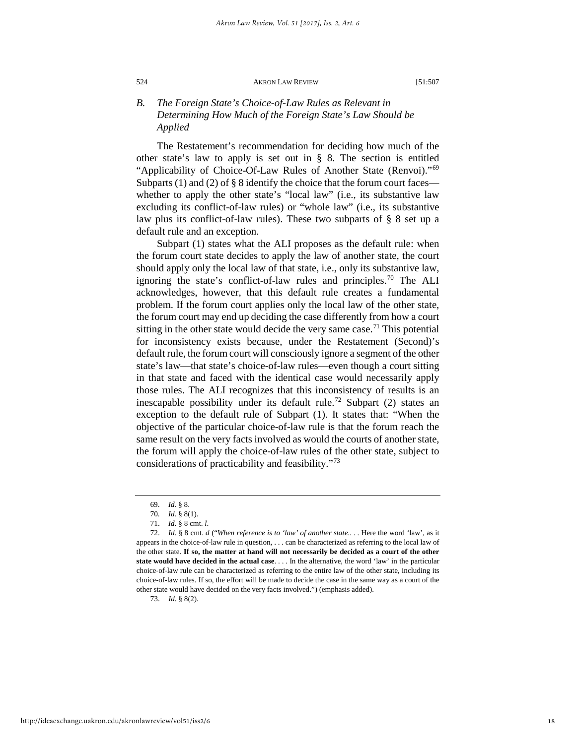### B. *The Foreign State's Choice-of-Law Rules as Relevant in Determining How Much of the Foreign State's Law Should be Applied*

The Restatement's recommendation for deciding how much of the other state's law to apply is set out in § 8. The section is entitled "Applicability of Choice-Of-Law Rules of Another State (Renvoi)."[69] Subparts (1) and (2) of § 8 identify the choice that the forum court faces—whether to apply the other state's "local law" (i.e., its substantive law excluding its conflict-of-law rules) or "whole law" (i.e., its substantive law plus its conflict-of-law rules). These two subparts of § 8 set up a default rule and an exception.

Subpart (1) states what the ALI proposes as the default rule: when the forum court state decides to apply the law of another state, the court should apply only the local law of that state, i.e., only its substantive law, ignoring the state's conflict-of-law rules and principles.[70] The ALI acknowledges, however, that this default rule creates a fundamental problem. If the forum court applies only the local law of the other state, the forum court may end up deciding the case differently from how a court sitting in the other state would decide the very same case.[71] This potential for inconsistency exists because, under the Restatement (Second)'s default rule, the forum court will consciously ignore a segment of the other state's law—that state's choice-of-law rules—even though a court sitting in that state and faced with the identical case would necessarily apply those rules. The ALI recognizes that this inconsistency of results is an inescapable possibility under its default rule.[72] Subpart (2) states an exception to the default rule of Subpart (1). It states that: "When the objective of the particular choice-of-law rule is that the forum reach the same result on the very facts involved as would the courts of another state, the forum will apply the choice-of-law rules of the other state, subject to considerations of practicability and feasibility."[73]

---

69. *Id.* § 8.

70. *Id.* § 8(1).

71. *Id.* § 8 cmt. *l*.

72. *Id.* § 8 cmt. *d* ("*When reference is to 'law' of another state.*. . . Here the word 'law', as it appears in the choice-of-law rule in question, . . . can be characterized as referring to the local law of the other state. **If so, the matter at hand will not necessarily be decided as a court of the other state would have decided in the actual case**. . . . In the alternative, the word 'law' in the particular choice-of-law rule can be characterized as referring to the entire law of the other state, including its choice-of-law rules. If so, the effort will be made to decide the case in the same way as a court of the other state would have decided on the very facts involved.") (emphasis added).

73. *Id.* § 8(2).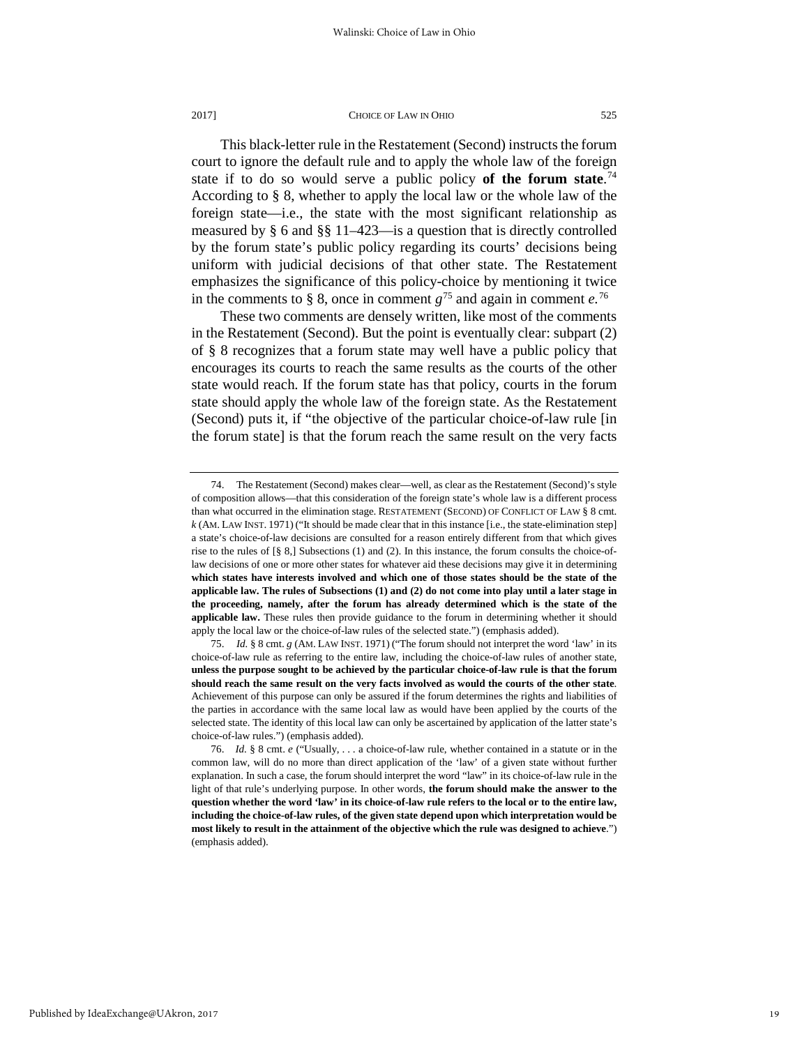This black-letter rule in the Restatement (Second) instructs the forum court to ignore the default rule and to apply the whole law of the foreign state if to do so would serve a public policy **of the forum state**.[74] According to § 8, whether to apply the local law or the whole law of the foreign state—i.e., the state with the most significant relationship as measured by § 6 and §§ 11–423—is a question that is directly controlled by the forum state's public policy regarding its courts' decisions being uniform with judicial decisions of that other state. The Restatement emphasizes the significance of this policy-choice by mentioning it twice in the comments to § 8, once in comment *g*[75] and again in comment *e*.[76]

These two comments are densely written, like most of the comments in the Restatement (Second). But the point is eventually clear: subpart (2) of § 8 recognizes that a forum state may well have a public policy that encourages its courts to reach the same results as the courts of the other state would reach. If the forum state has that policy, courts in the forum state should apply the whole law of the foreign state. As the Restatement (Second) puts it, if "the objective of the particular choice-of-law rule [in the forum state] is that the forum reach the same result on the very facts

---

74. The Restatement (Second) makes clear—well, as clear as the Restatement (Second)'s style of composition allows—that this consideration of the foreign state's whole law is a different process than what occurred in the elimination stage. RESTATEMENT (SECOND) OF CONFLICT OF LAW § 8 cmt. *k* (AM. LAW INST. 1971) ("It should be made clear that in this instance [i.e., the state-elimination step] a state's choice-of-law decisions are consulted for a reason entirely different from that which gives rise to the rules of [§ 8,] Subsections (1) and (2). In this instance, the forum consults the choice-of-law decisions of one or more other states for whatever aid these decisions may give it in determining **which states have interests involved and which one of those states should be the state of the applicable law. The rules of Subsections (1) and (2) do not come into play until a later stage in the proceeding, namely, after the forum has already determined which is the state of the applicable law.** These rules then provide guidance to the forum in determining whether it should apply the local law or the choice-of-law rules of the selected state.") (emphasis added).

75. *Id.* § 8 cmt. *g* (AM. LAW INST. 1971) ("The forum should not interpret the word 'law' in its choice-of-law rule as referring to the entire law, including the choice-of-law rules of another state, **unless the purpose sought to be achieved by the particular choice-of-law rule is that the forum should reach the same result on the very facts involved as would the courts of the other state**. Achievement of this purpose can only be assured if the forum determines the rights and liabilities of the parties in accordance with the same local law as would have been applied by the courts of the selected state. The identity of this local law can only be ascertained by application of the latter state's choice-of-law rules.") (emphasis added).

76. *Id.* § 8 cmt. *e* ("Usually, . . . a choice-of-law rule, whether contained in a statute or in the common law, will do no more than direct application of the 'law' of a given state without further explanation. In such a case, the forum should interpret the word "law" in its choice-of-law rule in the light of that rule's underlying purpose. In other words, **the forum should make the answer to the question whether the word 'law' in its choice-of-law rule refers to the local or to the entire law, including the choice-of-law rules, of the given state depend upon which interpretation would be most likely to result in the attainment of the objective which the rule was designed to achieve**.") (emphasis added).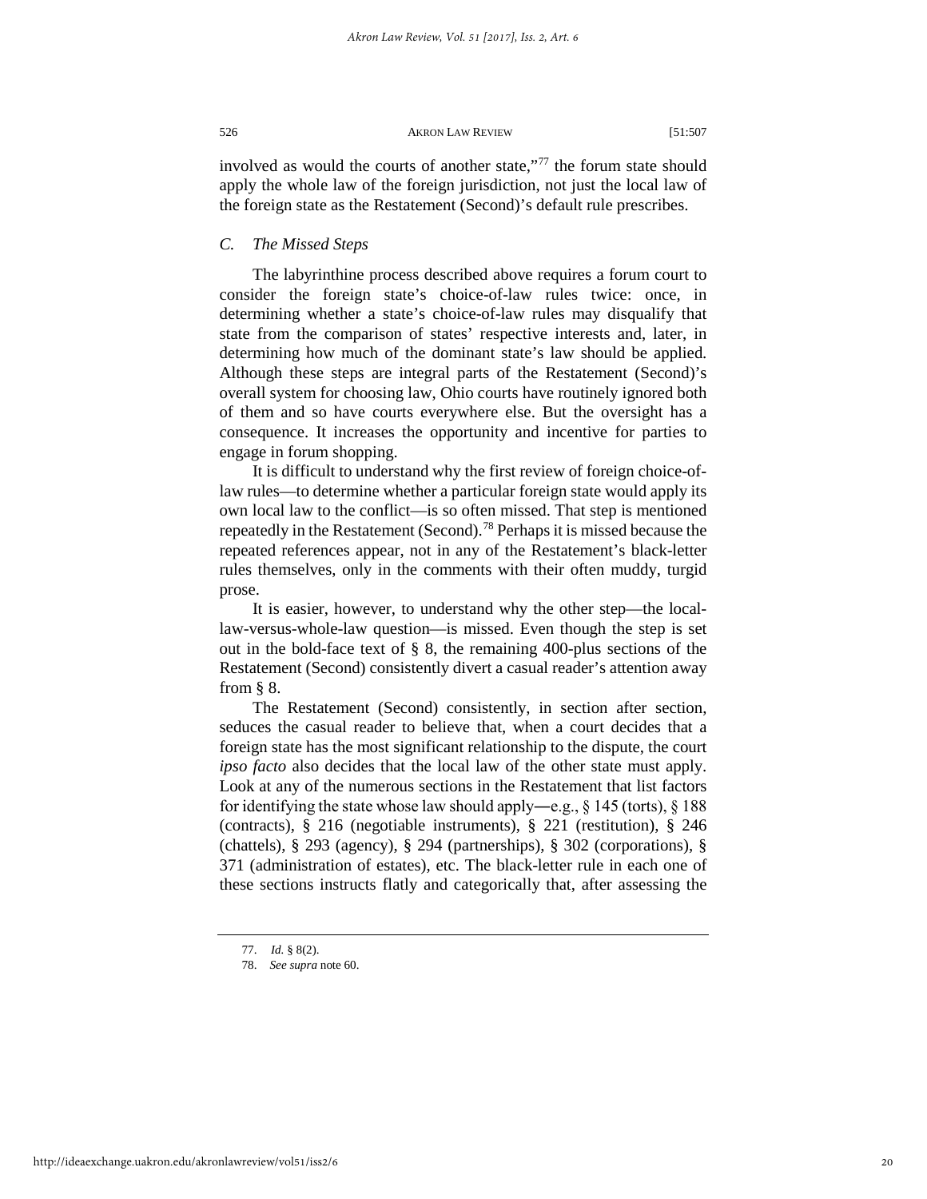involved as would the courts of another state,"[77] the forum state should apply the whole law of the foreign jurisdiction, not just the local law of the foreign state as the Restatement (Second)'s default rule prescribes.

### *C. The Missed Steps*

The labyrinthine process described above requires a forum court to consider the foreign state's choice-of-law rules twice: once, in determining whether a state's choice-of-law rules may disqualify that state from the comparison of states' respective interests and, later, in determining how much of the dominant state's law should be applied. Although these steps are integral parts of the Restatement (Second)'s overall system for choosing law, Ohio courts have routinely ignored both of them and so have courts everywhere else. But the oversight has a consequence. It increases the opportunity and incentive for parties to engage in forum shopping.

It is difficult to understand why the first review of foreign choice-of-law rules—to determine whether a particular foreign state would apply its own local law to the conflict—is so often missed. That step is mentioned repeatedly in the Restatement (Second).[78] Perhaps it is missed because the repeated references appear, not in any of the Restatement's black-letter rules themselves, only in the comments with their often muddy, turgid prose.

It is easier, however, to understand why the other step—the local-law-versus-whole-law question—is missed. Even though the step is set out in the bold-face text of § 8, the remaining 400-plus sections of the Restatement (Second) consistently divert a casual reader's attention away from § 8.

The Restatement (Second) consistently, in section after section, seduces the casual reader to believe that, when a court decides that a foreign state has the most significant relationship to the dispute, the court *ipso facto* also decides that the local law of the other state must apply. Look at any of the numerous sections in the Restatement that list factors for identifying the state whose law should apply—e.g., § 145 (torts), § 188 (contracts), § 216 (negotiable instruments), § 221 (restitution), § 246 (chattels), § 293 (agency), § 294 (partnerships), § 302 (corporations), § 371 (administration of estates), etc. The black-letter rule in each one of these sections instructs flatly and categorically that, after assessing the

---

77. *Id.* § 8(2).

78. *See supra* note 60.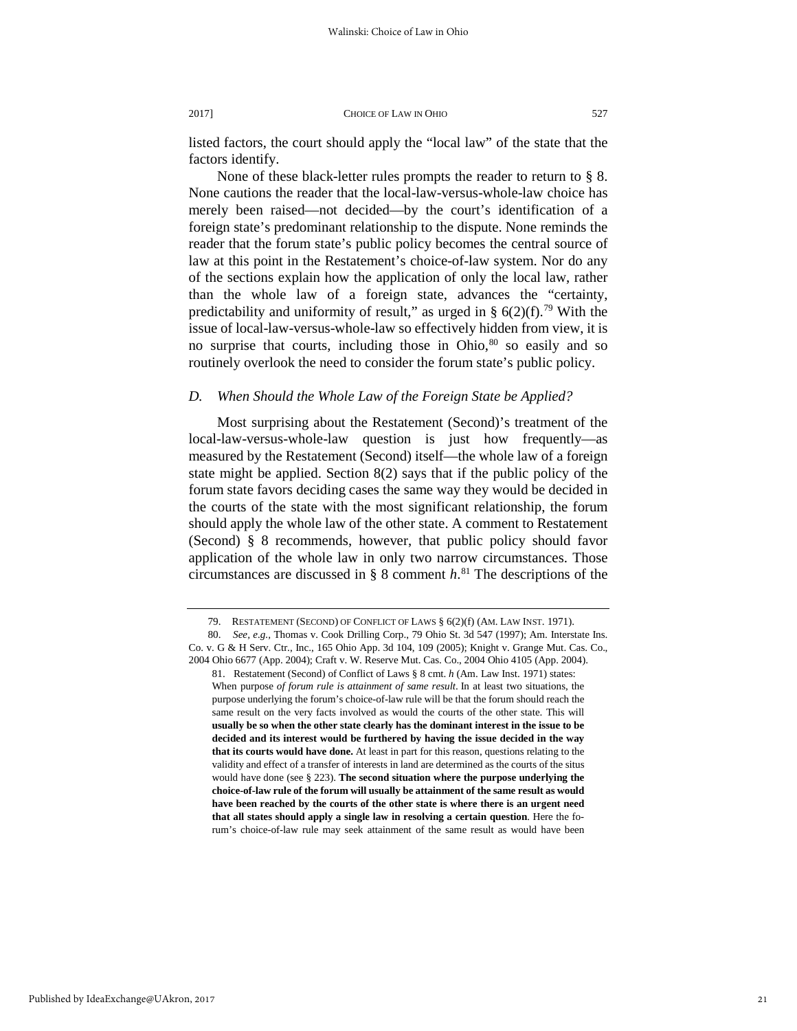listed factors, the court should apply the "local law" of the state that the factors identify.

None of these black-letter rules prompts the reader to return to § 8. None cautions the reader that the local-law-versus-whole-law choice has merely been raised—not decided—by the court's identification of a foreign state's predominant relationship to the dispute. None reminds the reader that the forum state's public policy becomes the central source of law at this point in the Restatement's choice-of-law system. Nor do any of the sections explain how the application of only the local law, rather than the whole law of a foreign state, advances the "certainty, predictability and uniformity of result," as urged in § 6(2)(f).[79] With the issue of local-law-versus-whole-law so effectively hidden from view, it is no surprise that courts, including those in Ohio,[80] so easily and so routinely overlook the need to consider the forum state's public policy.

### *D. When Should the Whole Law of the Foreign State be Applied?*

Most surprising about the Restatement (Second)'s treatment of the local-law-versus-whole-law question is just how frequently—as measured by the Restatement (Second) itself—the whole law of a foreign state might be applied. Section 8(2) says that if the public policy of the forum state favors deciding cases the same way they would be decided in the courts of the state with the most significant relationship, the forum should apply the whole law of the other state. A comment to Restatement (Second) § 8 recommends, however, that public policy should favor application of the whole law in only two narrow circumstances. Those circumstances are discussed in § 8 comment *h*.[81] The descriptions of the

---

79. RESTATEMENT (SECOND) OF CONFLICT OF LAWS § 6(2)(f) (AM. LAW INST. 1971).

80. *See, e.g.*, Thomas v. Cook Drilling Corp., 79 Ohio St. 3d 547 (1997); Am. Interstate Ins. Co. v. G & H Serv. Ctr., Inc., 165 Ohio App. 3d 104, 109 (2005); Knight v. Grange Mut. Cas. Co., 2004 Ohio 6677 (App. 2004); Craft v. W. Reserve Mut. Cas. Co., 2004 Ohio 4105 (App. 2004).

81. Restatement (Second) of Conflict of Laws § 8 cmt. *h* (Am. Law Inst. 1971) states:

When purpose *of forum rule is attainment of same result*. In at least two situations, the purpose underlying the forum's choice-of-law rule will be that the forum should reach the same result on the very facts involved as would the courts of the other state. This will **usually be so when the other state clearly has the dominant interest in the issue to be decided and its interest would be furthered by having the issue decided in the way that its courts would have done.** At least in part for this reason, questions relating to the validity and effect of a transfer of interests in land are determined as the courts of the situs would have done (see § 223). **The second situation where the purpose underlying the choice-of-law rule of the forum will usually be attainment of the same result as would have been reached by the courts of the other state is where there is an urgent need that all states should apply a single law in resolving a certain question**. Here the forum's choice-of-law rule may seek attainment of the same result as would have been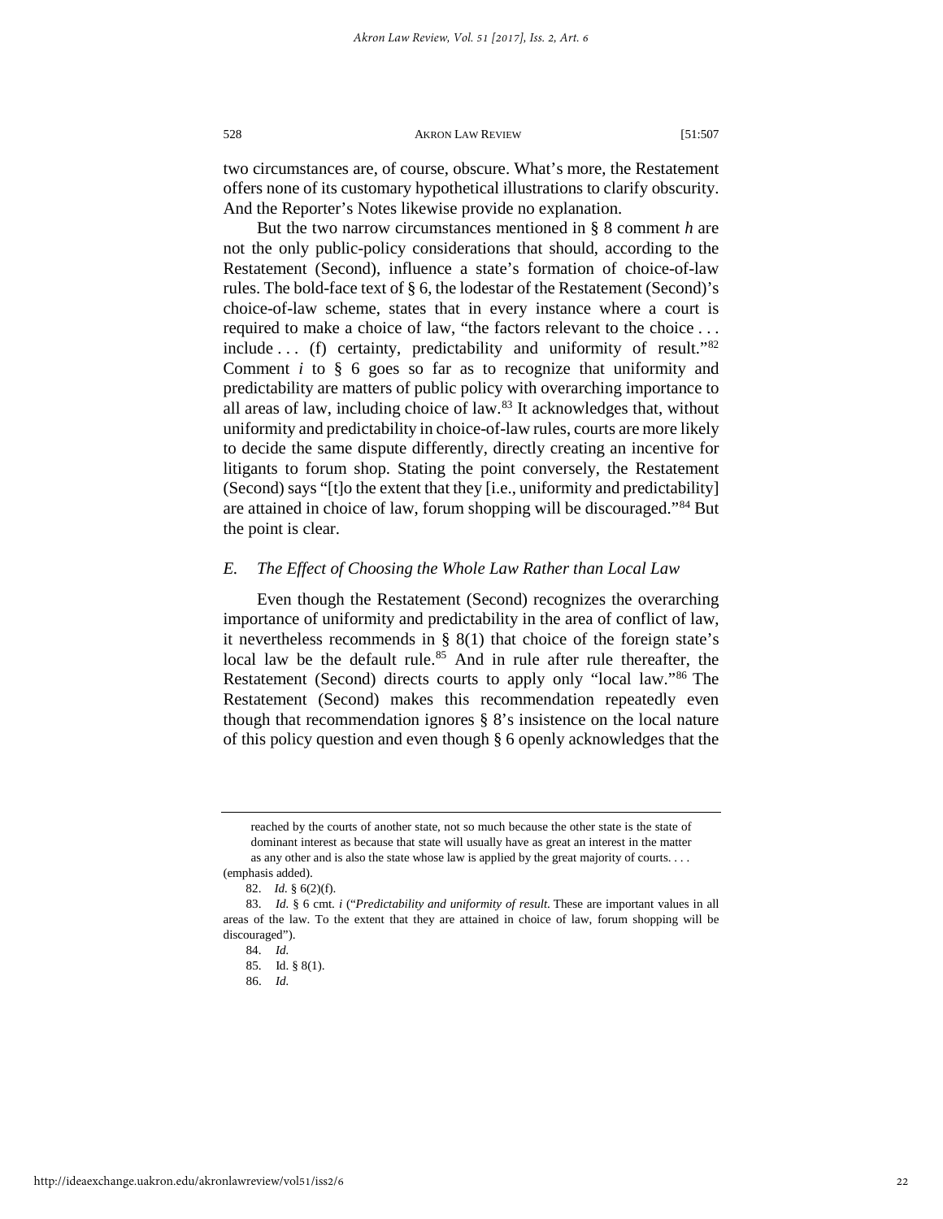two circumstances are, of course, obscure. What's more, the Restatement offers none of its customary hypothetical illustrations to clarify obscurity. And the Reporter's Notes likewise provide no explanation.

But the two narrow circumstances mentioned in § 8 comment *h* are not the only public-policy considerations that should, according to the Restatement (Second), influence a state's formation of choice-of-law rules. The bold-face text of § 6, the lodestar of the Restatement (Second)'s choice-of-law scheme, states that in every instance where a court is required to make a choice of law, "the factors relevant to the choice . . . include . . . (f) certainty, predictability and uniformity of result."[82] Comment *i* to § 6 goes so far as to recognize that uniformity and predictability are matters of public policy with overarching importance to all areas of law, including choice of law.[83] It acknowledges that, without uniformity and predictability in choice-of-law rules, courts are more likely to decide the same dispute differently, directly creating an incentive for litigants to forum shop. Stating the point conversely, the Restatement (Second) says "[t]o the extent that they [i.e., uniformity and predictability] are attained in choice of law, forum shopping will be discouraged."[84] But the point is clear.

### *E. The Effect of Choosing the Whole Law Rather than Local Law*

Even though the Restatement (Second) recognizes the overarching importance of uniformity and predictability in the area of conflict of law, it nevertheless recommends in § 8(1) that choice of the foreign state's local law be the default rule.[85] And in rule after rule thereafter, the Restatement (Second) directs courts to apply only "local law."[86] The Restatement (Second) makes this recommendation repeatedly even though that recommendation ignores § 8's insistence on the local nature of this policy question and even though § 6 openly acknowledges that the

---

reached by the courts of another state, not so much because the other state is the state of dominant interest as because that state will usually have as great an interest in the matter as any other and is also the state whose law is applied by the great majority of courts. . . . (emphasis added).

82. *Id.* § 6(2)(f).

83. *Id.* § 6 cmt. *i* ("*Predictability and uniformity of result.* These are important values in all areas of the law. To the extent that they are attained in choice of law, forum shopping will be discouraged").

84. *Id.*

85. Id. § 8(1).

86. *Id.*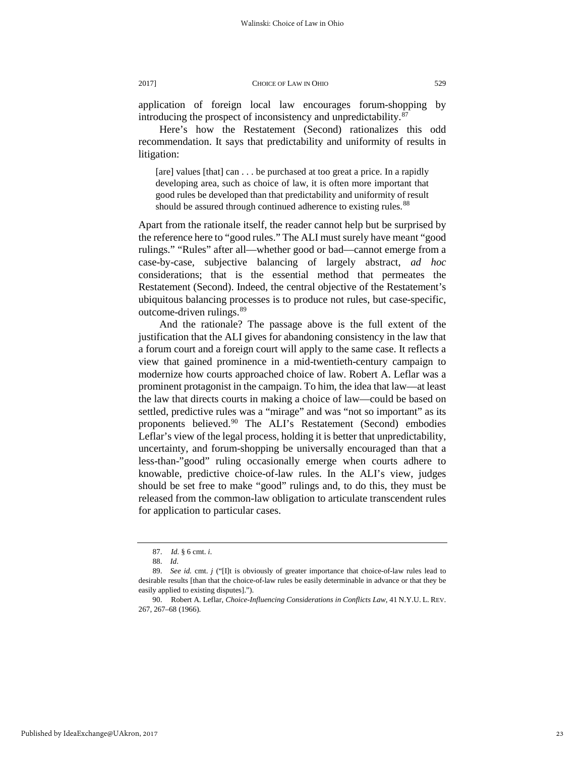application of foreign local law encourages forum-shopping by introducing the prospect of inconsistency and unpredictability.[87]

Here's how the Restatement (Second) rationalizes this odd recommendation. It says that predictability and uniformity of results in litigation:

> [are] values [that] can . . . be purchased at too great a price. In a rapidly developing area, such as choice of law, it is often more important that good rules be developed than that predictability and uniformity of result should be assured through continued adherence to existing rules.[88]

Apart from the rationale itself, the reader cannot help but be surprised by the reference here to "good rules." The ALI must surely have meant "good rulings." "Rules" after all—whether good or bad—cannot emerge from a case-by-case, subjective balancing of largely abstract, *ad hoc* considerations; that is the essential method that permeates the Restatement (Second). Indeed, the central objective of the Restatement's ubiquitous balancing processes is to produce not rules, but case-specific, outcome-driven rulings.[89]

And the rationale? The passage above is the full extent of the justification that the ALI gives for abandoning consistency in the law that a forum court and a foreign court will apply to the same case. It reflects a view that gained prominence in a mid-twentieth-century campaign to modernize how courts approached choice of law. Robert A. Leflar was a prominent protagonist in the campaign. To him, the idea that law—at least the law that directs courts in making a choice of law—could be based on settled, predictive rules was a "mirage" and was "not so important" as its proponents believed.[90] The ALI's Restatement (Second) embodies Leflar's view of the legal process, holding it is better that unpredictability, uncertainty, and forum-shopping be universally encouraged than that a less-than-"good" ruling occasionally emerge when courts adhere to knowable, predictive choice-of-law rules. In the ALI's view, judges should be set free to make "good" rulings and, to do this, they must be released from the common-law obligation to articulate transcendent rules for application to particular cases.

---

87. *Id.* § 6 cmt. *i*.

88. *Id*.

89. *See id.* cmt. *j* ("[I]t is obviously of greater importance that choice-of-law rules lead to desirable results [than that the choice-of-law rules be easily determinable in advance or that they be easily applied to existing disputes].").

90. Robert A. Leflar, *Choice-Influencing Considerations in Conflicts Law*, 41 N.Y.U. L. REV. 267, 267–68 (1966).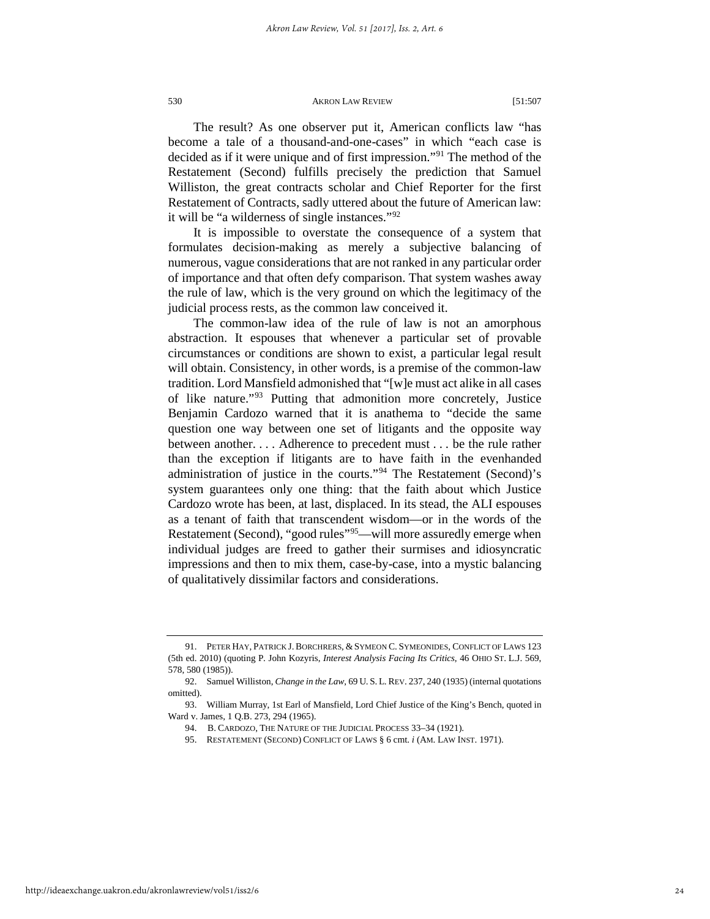The result? As one observer put it, American conflicts law "has become a tale of a thousand-and-one-cases" in which "each case is decided as if it were unique and of first impression."[91] The method of the Restatement (Second) fulfills precisely the prediction that Samuel Williston, the great contracts scholar and Chief Reporter for the first Restatement of Contracts, sadly uttered about the future of American law: it will be "a wilderness of single instances."[92]

It is impossible to overstate the consequence of a system that formulates decision-making as merely a subjective balancing of numerous, vague considerations that are not ranked in any particular order of importance and that often defy comparison. That system washes away the rule of law, which is the very ground on which the legitimacy of the judicial process rests, as the common law conceived it.

The common-law idea of the rule of law is not an amorphous abstraction. It espouses that whenever a particular set of provable circumstances or conditions are shown to exist, a particular legal result will obtain. Consistency, in other words, is a premise of the common-law tradition. Lord Mansfield admonished that "[w]e must act alike in all cases of like nature."[93] Putting that admonition more concretely, Justice Benjamin Cardozo warned that it is anathema to "decide the same question one way between one set of litigants and the opposite way between another. . . . Adherence to precedent must . . . be the rule rather than the exception if litigants are to have faith in the evenhanded administration of justice in the courts."[94] The Restatement (Second)'s system guarantees only one thing: that the faith about which Justice Cardozo wrote has been, at last, displaced. In its stead, the ALI espouses as a tenant of faith that transcendent wisdom—or in the words of the Restatement (Second), "good rules"[95]—will more assuredly emerge when individual judges are freed to gather their surmises and idiosyncratic impressions and then to mix them, case-by-case, into a mystic balancing of qualitatively dissimilar factors and considerations.

---

91. PETER HAY, PATRICK J. BORCHRERS, & SYMEON C. SYMEONIDES, CONFLICT OF LAWS 123 (5th ed. 2010) (quoting P. John Kozyris, *Interest Analysis Facing Its Critics*, 46 OHIO ST. L.J. 569, 578, 580 (1985)).

92. Samuel Williston, *Change in the Law*, 69 U. S. L. REV. 237, 240 (1935) (internal quotations omitted).

93. William Murray, 1st Earl of Mansfield, Lord Chief Justice of the King's Bench, quoted in Ward v. James, 1 Q.B. 273, 294 (1965).

94. B. CARDOZO, THE NATURE OF THE JUDICIAL PROCESS 33–34 (1921).

95. RESTATEMENT (SECOND) CONFLICT OF LAWS § 6 cmt. *i* (AM. LAW INST. 1971).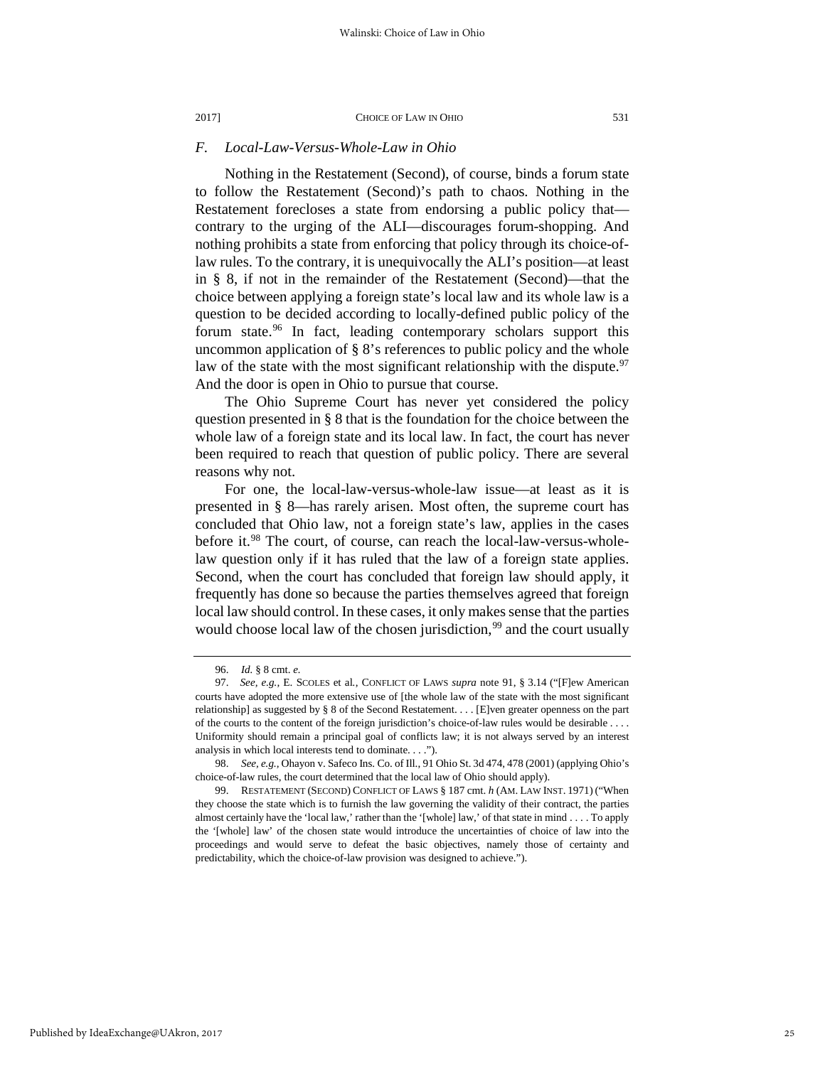### F. Local-Law-Versus-Whole-Law in Ohio

Nothing in the Restatement (Second), of course, binds a forum state to follow the Restatement (Second)'s path to chaos. Nothing in the Restatement forecloses a state from endorsing a public policy that—contrary to the urging of the ALI—discourages forum-shopping. And nothing prohibits a state from enforcing that policy through its choice-of-law rules. To the contrary, it is unequivocally the ALI's position—at least in § 8, if not in the remainder of the Restatement (Second)—that the choice between applying a foreign state's local law and its whole law is a question to be decided according to locally-defined public policy of the forum state.[96] In fact, leading contemporary scholars support this uncommon application of § 8's references to public policy and the whole law of the state with the most significant relationship with the dispute.[97] And the door is open in Ohio to pursue that course.

The Ohio Supreme Court has never yet considered the policy question presented in § 8 that is the foundation for the choice between the whole law of a foreign state and its local law. In fact, the court has never been required to reach that question of public policy. There are several reasons why not.

For one, the local-law-versus-whole-law issue—at least as it is presented in § 8—has rarely arisen. Most often, the supreme court has concluded that Ohio law, not a foreign state's law, applies in the cases before it.[98] The court, of course, can reach the local-law-versus-whole-law question only if it has ruled that the law of a foreign state applies. Second, when the court has concluded that foreign law should apply, it frequently has done so because the parties themselves agreed that foreign local law should control. In these cases, it only makes sense that the parties would choose local law of the chosen jurisdiction,[99] and the court usually

---

96. *Id.* § 8 cmt. *e.*

97. *See, e.g.*, E. SCOLES et al., CONFLICT OF LAWS *supra* note 91, § 3.14 ("[F]ew American courts have adopted the more extensive use of [the whole law of the state with the most significant relationship] as suggested by § 8 of the Second Restatement. . . . [E]ven greater openness on the part of the courts to the content of the foreign jurisdiction's choice-of-law rules would be desirable . . . . Uniformity should remain a principal goal of conflicts law; it is not always served by an interest analysis in which local interests tend to dominate. . . .").

98. *See, e.g.*, Ohayon v. Safeco Ins. Co. of Ill., 91 Ohio St. 3d 474, 478 (2001) (applying Ohio's choice-of-law rules, the court determined that the local law of Ohio should apply).

99. RESTATEMENT (SECOND) CONFLICT OF LAWS § 187 cmt. *h* (AM. LAW INST. 1971) ("When they choose the state which is to furnish the law governing the validity of their contract, the parties almost certainly have the 'local law,' rather than the '[whole] law,' of that state in mind . . . . To apply the '[whole] law' of the chosen state would introduce the uncertainties of choice of law into the proceedings and would serve to defeat the basic objectives, namely those of certainty and predictability, which the choice-of-law provision was designed to achieve.").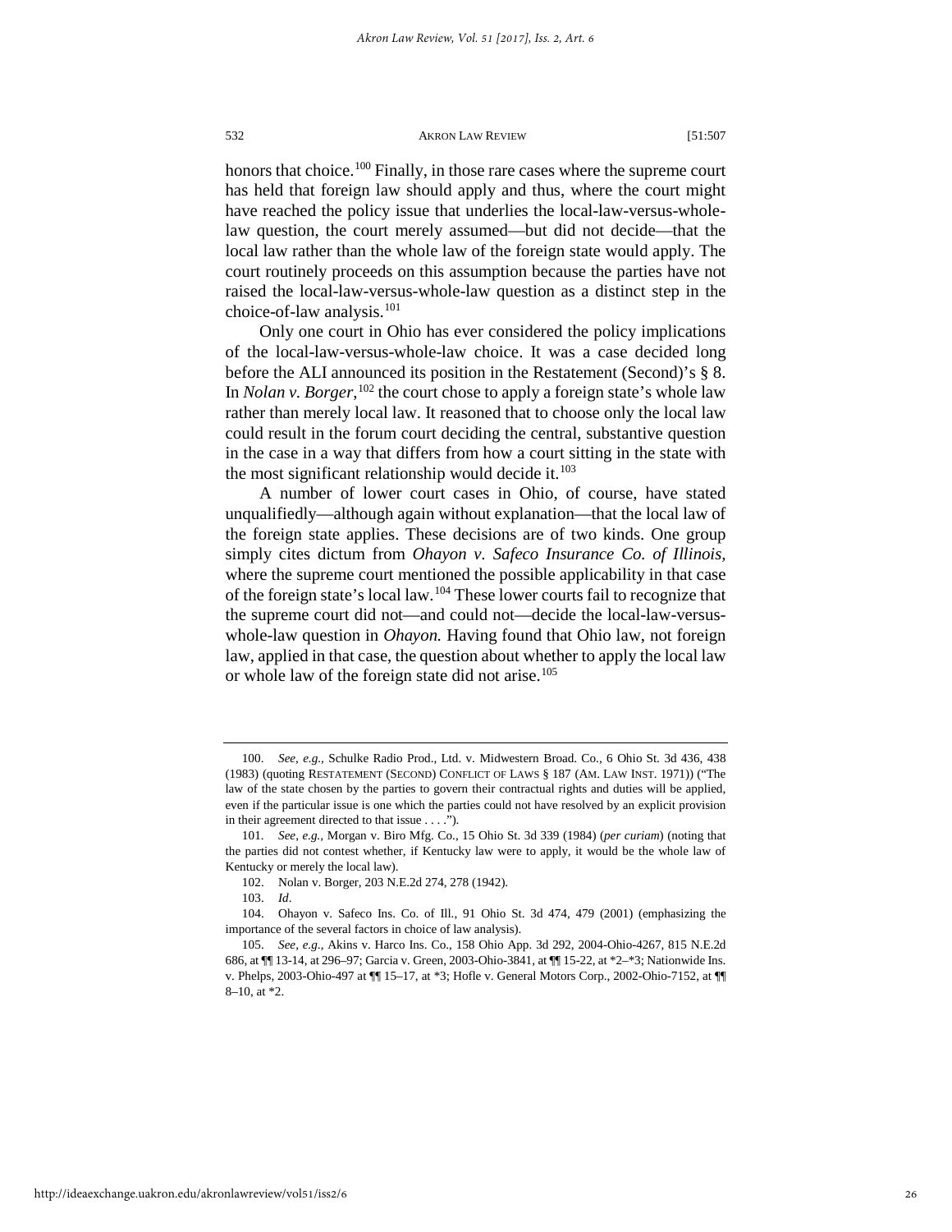honors that choice.[100] Finally, in those rare cases where the supreme court has held that foreign law should apply and thus, where the court might have reached the policy issue that underlies the local-law-versus-whole-law question, the court merely assumed—but did not decide—that the local law rather than the whole law of the foreign state would apply. The court routinely proceeds on this assumption because the parties have not raised the local-law-versus-whole-law question as a distinct step in the choice-of-law analysis.[101]

Only one court in Ohio has ever considered the policy implications of the local-law-versus-whole-law choice. It was a case decided long before the ALI announced its position in the Restatement (Second)'s § 8. In *Nolan v. Borger*,[102] the court chose to apply a foreign state's whole law rather than merely local law. It reasoned that to choose only the local law could result in the forum court deciding the central, substantive question in the case in a way that differs from how a court sitting in the state with the most significant relationship would decide it.[103]

A number of lower court cases in Ohio, of course, have stated unqualifiedly—although again without explanation—that the local law of the foreign state applies. These decisions are of two kinds. One group simply cites dictum from *Ohayon v. Safeco Insurance Co. of Illinois*, where the supreme court mentioned the possible applicability in that case of the foreign state's local law.[104] These lower courts fail to recognize that the supreme court did not—and could not—decide the local-law-versus-whole-law question in *Ohayon.* Having found that Ohio law, not foreign law, applied in that case, the question about whether to apply the local law or whole law of the foreign state did not arise.[105]

---

100. *See, e.g.*, Schulke Radio Prod., Ltd. v. Midwestern Broad. Co., 6 Ohio St. 3d 436, 438 (1983) (quoting RESTATEMENT (SECOND) CONFLICT OF LAWS § 187 (AM. LAW INST. 1971)) ("The law of the state chosen by the parties to govern their contractual rights and duties will be applied, even if the particular issue is one which the parties could not have resolved by an explicit provision in their agreement directed to that issue . . . .").

101. *See, e.g.*, Morgan v. Biro Mfg. Co., 15 Ohio St. 3d 339 (1984) (*per curiam*) (noting that the parties did not contest whether, if Kentucky law were to apply, it would be the whole law of Kentucky or merely the local law).

102. Nolan v. Borger, 203 N.E.2d 274, 278 (1942).

103. *Id*.

104. Ohayon v. Safeco Ins. Co. of Ill., 91 Ohio St. 3d 474, 479 (2001) (emphasizing the importance of the several factors in choice of law analysis).

105. *See, e.g.*, Akins v. Harco Ins. Co., 158 Ohio App. 3d 292, 2004-Ohio-4267, 815 N.E.2d 686, at ¶¶ 13-14, at 296–97; Garcia v. Green, 2003-Ohio-3841, at ¶¶ 15-22, at *2–*3; Nationwide Ins. v. Phelps, 2003-Ohio-497 at ¶¶ 15–17, at *3; Hofle v. General Motors Corp., 2002-Ohio-7152, at ¶¶ 8–10, at *2.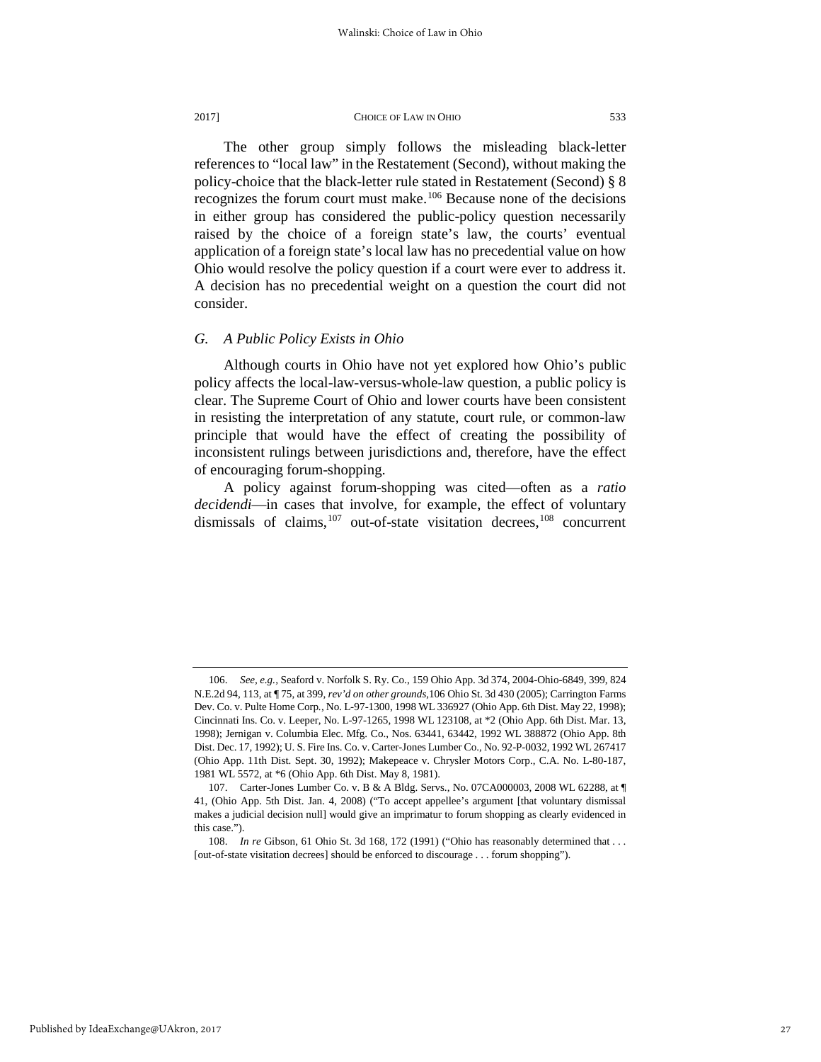The other group simply follows the misleading black-letter references to "local law" in the Restatement (Second), without making the policy-choice that the black-letter rule stated in Restatement (Second) § 8 recognizes the forum court must make.[106] Because none of the decisions in either group has considered the public-policy question necessarily raised by the choice of a foreign state's law, the courts' eventual application of a foreign state's local law has no precedential value on how Ohio would resolve the policy question if a court were ever to address it. A decision has no precedential weight on a question the court did not consider.

### *G. A Public Policy Exists in Ohio*

Although courts in Ohio have not yet explored how Ohio's public policy affects the local-law-versus-whole-law question, a public policy is clear. The Supreme Court of Ohio and lower courts have been consistent in resisting the interpretation of any statute, court rule, or common-law principle that would have the effect of creating the possibility of inconsistent rulings between jurisdictions and, therefore, have the effect of encouraging forum-shopping.

A policy against forum-shopping was cited—often as a *ratio decidendi*—in cases that involve, for example, the effect of voluntary dismissals of claims,[107] out-of-state visitation decrees,[108] concurrent

---

106. *See, e.g.*, Seaford v. Norfolk S. Ry. Co., 159 Ohio App. 3d 374, 2004-Ohio-6849, 399, 824 N.E.2d 94, 113, at ¶ 75, at 399, *rev'd on other grounds*,106 Ohio St. 3d 430 (2005); Carrington Farms Dev. Co. v. Pulte Home Corp., No. L-97-1300, 1998 WL 336927 (Ohio App. 6th Dist. May 22, 1998); Cincinnati Ins. Co. v. Leeper, No. L-97-1265, 1998 WL 123108, at *2 (Ohio App. 6th Dist. Mar. 13, 1998); Jernigan v. Columbia Elec. Mfg. Co., Nos. 63441, 63442, 1992 WL 388872 (Ohio App. 8th Dist. Dec. 17, 1992); U. S. Fire Ins. Co. v. Carter-Jones Lumber Co., No. 92-P-0032, 1992 WL 267417 (Ohio App. 11th Dist. Sept. 30, 1992); Makepeace v. Chrysler Motors Corp., C.A. No. L-80-187, 1981 WL 5572, at *6 (Ohio App. 6th Dist. May 8, 1981).

107. Carter-Jones Lumber Co. v. B & A Bldg. Servs., No. 07CA000003, 2008 WL 62288, at ¶ 41, (Ohio App. 5th Dist. Jan. 4, 2008) ("To accept appellee's argument [that voluntary dismissal makes a judicial decision null] would give an imprimatur to forum shopping as clearly evidenced in this case.").

108. *In re* Gibson, 61 Ohio St. 3d 168, 172 (1991) ("Ohio has reasonably determined that . . . [out-of-state visitation decrees] should be enforced to discourage . . . forum shopping").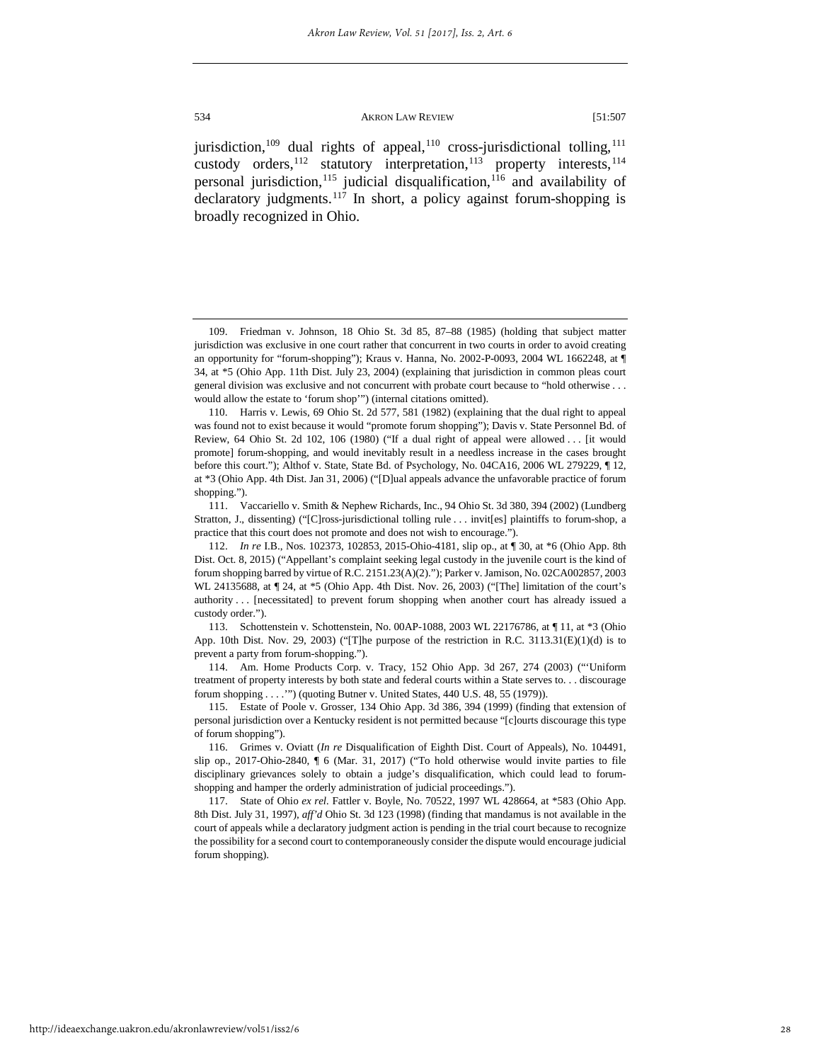jurisdiction,[109] dual rights of appeal,[110] cross-jurisdictional tolling,[111] custody orders,[112] statutory interpretation,[113] property interests,[114] personal jurisdiction,[115] judicial disqualification,[116] and availability of declaratory judgments.[117] In short, a policy against forum-shopping is broadly recognized in Ohio.

---

109. Friedman v. Johnson, 18 Ohio St. 3d 85, 87–88 (1985) (holding that subject matter jurisdiction was exclusive in one court rather that concurrent in two courts in order to avoid creating an opportunity for "forum-shopping"); Kraus v. Hanna, No. 2002-P-0093, 2004 WL 1662248, at ¶ 34, at *5 (Ohio App. 11th Dist. July 23, 2004) (explaining that jurisdiction in common pleas court general division was exclusive and not concurrent with probate court because to "hold otherwise . . . would allow the estate to 'forum shop'") (internal citations omitted).

110. Harris v. Lewis, 69 Ohio St. 2d 577, 581 (1982) (explaining that the dual right to appeal was found not to exist because it would "promote forum shopping"); Davis v. State Personnel Bd. of Review, 64 Ohio St. 2d 102, 106 (1980) ("If a dual right of appeal were allowed . . . [it would promote] forum-shopping, and would inevitably result in a needless increase in the cases brought before this court."); Althof v. State, State Bd. of Psychology, No. 04CA16, 2006 WL 279229, ¶ 12, at *3 (Ohio App. 4th Dist. Jan 31, 2006) ("[D]ual appeals advance the unfavorable practice of forum shopping.").

111. Vaccariello v. Smith & Nephew Richards, Inc., 94 Ohio St. 3d 380, 394 (2002) (Lundberg Stratton, J., dissenting) ("[C]ross-jurisdictional tolling rule . . . invit[es] plaintiffs to forum-shop, a practice that this court does not promote and does not wish to encourage.").

112. *In re* I.B., Nos. 102373, 102853, 2015-Ohio-4181, slip op., at ¶ 30, at *6 (Ohio App. 8th Dist. Oct. 8, 2015) ("Appellant's complaint seeking legal custody in the juvenile court is the kind of forum shopping barred by virtue of R.C. 2151.23(A)(2)."); Parker v. Jamison, No. 02CA002857, 2003 WL 24135688, at ¶ 24, at *5 (Ohio App. 4th Dist. Nov. 26, 2003) ("[The] limitation of the court's authority . . . [necessitated] to prevent forum shopping when another court has already issued a custody order.").

113. Schottenstein v. Schottenstein, No. 00AP-1088, 2003 WL 22176786, at ¶ 11, at *3 (Ohio App. 10th Dist. Nov. 29, 2003) ("[T]he purpose of the restriction in R.C. 3113.31(E)(1)(d) is to prevent a party from forum-shopping.").

114. Am. Home Products Corp. v. Tracy, 152 Ohio App. 3d 267, 274 (2003) ("'Uniform treatment of property interests by both state and federal courts within a State serves to. . . discourage forum shopping . . . .'") (quoting Butner v. United States, 440 U.S. 48, 55 (1979)).

115. Estate of Poole v. Grosser, 134 Ohio App. 3d 386, 394 (1999) (finding that extension of personal jurisdiction over a Kentucky resident is not permitted because "[c]ourts discourage this type of forum shopping").

116. Grimes v. Oviatt (*In re* Disqualification of Eighth Dist. Court of Appeals), No. 104491, slip op., 2017-Ohio-2840, ¶ 6 (Mar. 31, 2017) ("To hold otherwise would invite parties to file disciplinary grievances solely to obtain a judge's disqualification, which could lead to forum-shopping and hamper the orderly administration of judicial proceedings.").

117. State of Ohio *ex rel*. Fattler v. Boyle, No. 70522, 1997 WL 428664, at *583 (Ohio App. 8th Dist. July 31, 1997), *aff'd* Ohio St. 3d 123 (1998) (finding that mandamus is not available in the court of appeals while a declaratory judgment action is pending in the trial court because to recognize the possibility for a second court to contemporaneously consider the dispute would encourage judicial forum shopping).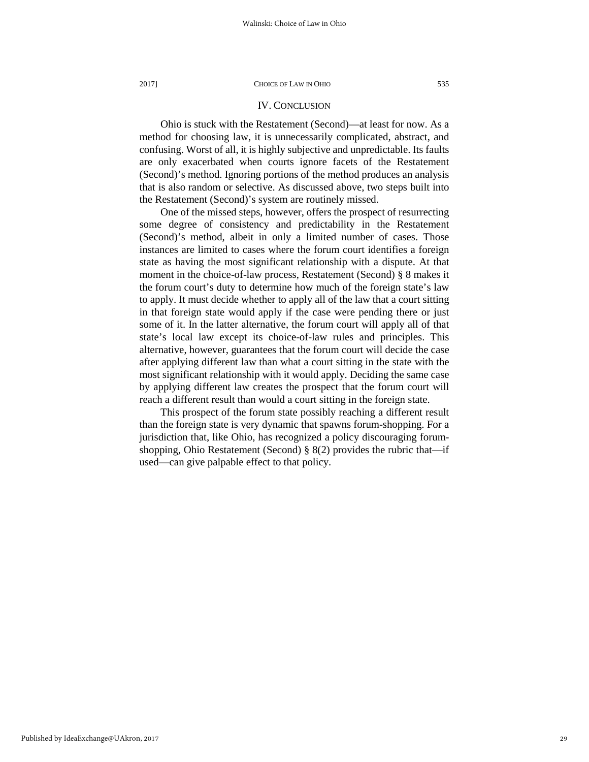## IV. CONCLUSION

Ohio is stuck with the Restatement (Second)—at least for now. As a method for choosing law, it is unnecessarily complicated, abstract, and confusing. Worst of all, it is highly subjective and unpredictable. Its faults are only exacerbated when courts ignore facets of the Restatement (Second)'s method. Ignoring portions of the method produces an analysis that is also random or selective. As discussed above, two steps built into the Restatement (Second)'s system are routinely missed.

One of the missed steps, however, offers the prospect of resurrecting some degree of consistency and predictability in the Restatement (Second)'s method, albeit in only a limited number of cases. Those instances are limited to cases where the forum court identifies a foreign state as having the most significant relationship with a dispute. At that moment in the choice-of-law process, Restatement (Second) § 8 makes it the forum court's duty to determine how much of the foreign state's law to apply. It must decide whether to apply all of the law that a court sitting in that foreign state would apply if the case were pending there or just some of it. In the latter alternative, the forum court will apply all of that state's local law except its choice-of-law rules and principles. This alternative, however, guarantees that the forum court will decide the case after applying different law than what a court sitting in the state with the most significant relationship with it would apply. Deciding the same case by applying different law creates the prospect that the forum court will reach a different result than would a court sitting in the foreign state.

This prospect of the forum state possibly reaching a different result than the foreign state is very dynamic that spawns forum-shopping. For a jurisdiction that, like Ohio, has recognized a policy discouraging forum-shopping, Ohio Restatement (Second) § 8(2) provides the rubric that—if used—can give palpable effect to that policy.